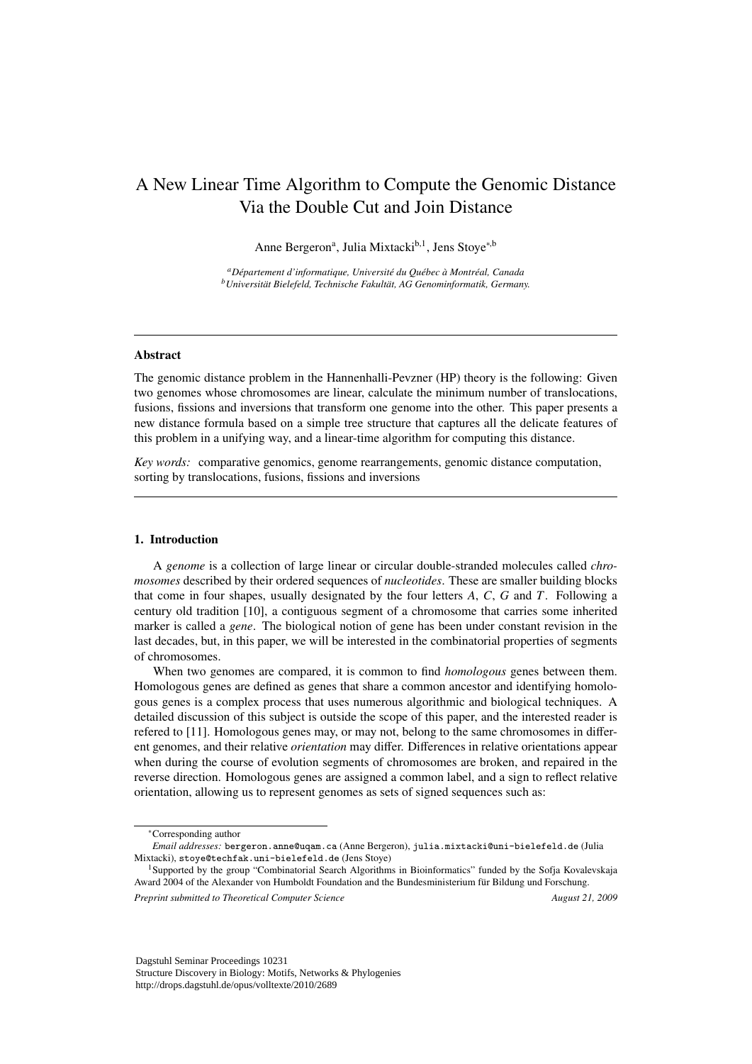# A New Linear Time Algorithm to Compute the Genomic Distance Via the Double Cut and Join Distance

Anne Bergeron[a], Julia Mixtacki[b,1], Jens Stoye[*,b]

[a] *Département d'informatique, Université du Québec à Montréal, Canada*
[b] *Universität Bielefeld, Technische Fakultät, AG Genominformatik, Germany.*

---

### Abstract

The genomic distance problem in the Hannenhalli-Pevzner (HP) theory is the following: Given two genomes whose chromosomes are linear, calculate the minimum number of translocations, fusions, fissions and inversions that transform one genome into the other. This paper presents a new distance formula based on a simple tree structure that captures all the delicate features of this problem in a unifying way, and a linear-time algorithm for computing this distance.

*Key words:* comparative genomics, genome rearrangements, genomic distance computation, sorting by translocations, fusions, fissions and inversions

---

## 1. Introduction

A *genome* is a collection of large linear or circular double-stranded molecules called *chromosomes* described by their ordered sequences of *nucleotides*. These are smaller building blocks that come in four shapes, usually designated by the four letters $A$, $C$, $G$ and $T$. Following a century old tradition [10], a contiguous segment of a chromosome that carries some inherited marker is called a *gene*. The biological notion of gene has been under constant revision in the last decades, but, in this paper, we will be interested in the combinatorial properties of segments of chromosomes.

When two genomes are compared, it is common to find *homologous* genes between them. Homologous genes are defined as genes that share a common ancestor and identifying homologous genes is a complex process that uses numerous algorithmic and biological techniques. A detailed discussion of this subject is outside the scope of this paper, and the interested reader is refered to [11]. Homologous genes may, or may not, belong to the same chromosomes in different genomes, and their relative *orientation* may differ. Differences in relative orientations appear when during the course of evolution segments of chromosomes are broken, and repaired in the reverse direction. Homologous genes are assigned a common label, and a sign to reflect relative orientation, allowing us to represent genomes as sets of signed sequences such as:

---

[*] Corresponding author

*Email addresses:* bergeron.anne@uqam.ca (Anne Bergeron), julia.mixtacki@uni-bielefeld.de (Julia Mixtacki), stoye@techfak.uni-bielefeld.de (Jens Stoye)

[1] Supported by the group "Combinatorial Search Algorithms in Bioinformatics" funded by the Sofja Kovalevskaja Award 2004 of the Alexander von Humboldt Foundation and the Bundesministerium für Bildung und Forschung.

*Preprint submitted to Theoretical Computer Science* *August 21, 2009*

Dagstuhl Seminar Proceedings 10231
Structure Discovery in Biology: Motifs, Networks & Phylogenies
http://drops.dagstuhl.de/opus/volltexte/2010/2689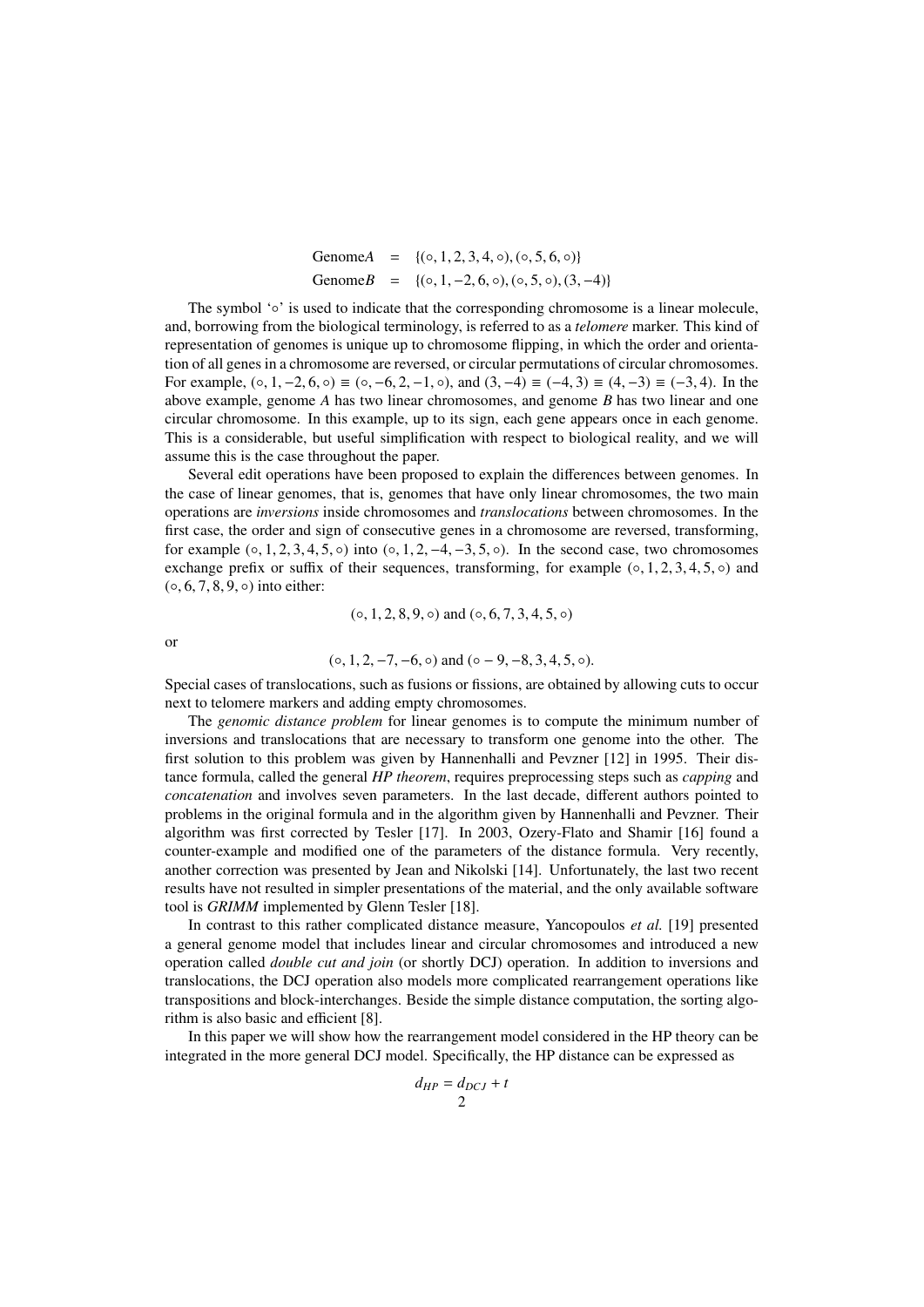$$\text{Genome}A = \{(\circ, 1, 2, 3, 4, \circ), (\circ, 5, 6, \circ)\}$$
$$\text{Genome}B = \{(\circ, 1, -2, 6, \circ), (\circ, 5, \circ), (3, -4)\}$$

The symbol '$\circ$' is used to indicate that the corresponding chromosome is a linear molecule, and, borrowing from the biological terminology, is referred to as a *telomere* marker. This kind of representation of genomes is unique up to chromosome flipping, in which the order and orientation of all genes in a chromosome are reversed, or circular permutations of circular chromosomes. For example, $(\circ, 1, -2, 6, \circ) \equiv (\circ, -6, 2, -1, \circ)$, and $(3, -4) \equiv (-4, 3) \equiv (4, -3) \equiv (-3, 4)$. In the above example, genome $A$ has two linear chromosomes, and genome $B$ has two linear and one circular chromosome. In this example, up to its sign, each gene appears once in each genome. This is a considerable, but useful simplification with respect to biological reality, and we will assume this is the case throughout the paper.

Several edit operations have been proposed to explain the differences between genomes. In the case of linear genomes, that is, genomes that have only linear chromosomes, the two main operations are *inversions* inside chromosomes and *translocations* between chromosomes. In the first case, the order and sign of consecutive genes in a chromosome are reversed, transforming, for example $(\circ, 1, 2, 3, 4, 5, \circ)$ into $(\circ, 1, 2, -4, -3, 5, \circ)$. In the second case, two chromosomes exchange prefix or suffix of their sequences, transforming, for example $(\circ, 1, 2, 3, 4, 5, \circ)$ and $(\circ, 6, 7, 8, 9, \circ)$ into either:

$$(\circ, 1, 2, 8, 9, \circ) \text{ and } (\circ, 6, 7, 3, 4, 5, \circ)$$

or

$$(\circ, 1, 2, -7, -6, \circ) \text{ and } (\circ - 9, -8, 3, 4, 5, \circ).$$

Special cases of translocations, such as fusions or fissions, are obtained by allowing cuts to occur next to telomere markers and adding empty chromosomes.

The *genomic distance problem* for linear genomes is to compute the minimum number of inversions and translocations that are necessary to transform one genome into the other. The first solution to this problem was given by Hannenhalli and Pevzner [12] in 1995. Their distance formula, called the general *HP theorem*, requires preprocessing steps such as *capping* and *concatenation* and involves seven parameters. In the last decade, different authors pointed to problems in the original formula and in the algorithm given by Hannenhalli and Pevzner. Their algorithm was first corrected by Tesler [17]. In 2003, Ozery-Flato and Shamir [16] found a counter-example and modified one of the parameters of the distance formula. Very recently, another correction was presented by Jean and Nikolski [14]. Unfortunately, the last two recent results have not resulted in simpler presentations of the material, and the only available software tool is *GRIMM* implemented by Glenn Tesler [18].

In contrast to this rather complicated distance measure, Yancopoulos *et al.* [19] presented a general genome model that includes linear and circular chromosomes and introduced a new operation called *double cut and join* (or shortly DCJ) operation. In addition to inversions and translocations, the DCJ operation also models more complicated rearrangement operations like transpositions and block-interchanges. Beside the simple distance computation, the sorting algorithm is also basic and efficient [8].

In this paper we will show how the rearrangement model considered in the HP theory can be integrated in the more general DCJ model. Specifically, the HP distance can be expressed as

$$d_{HP} = d_{DCJ} + t$$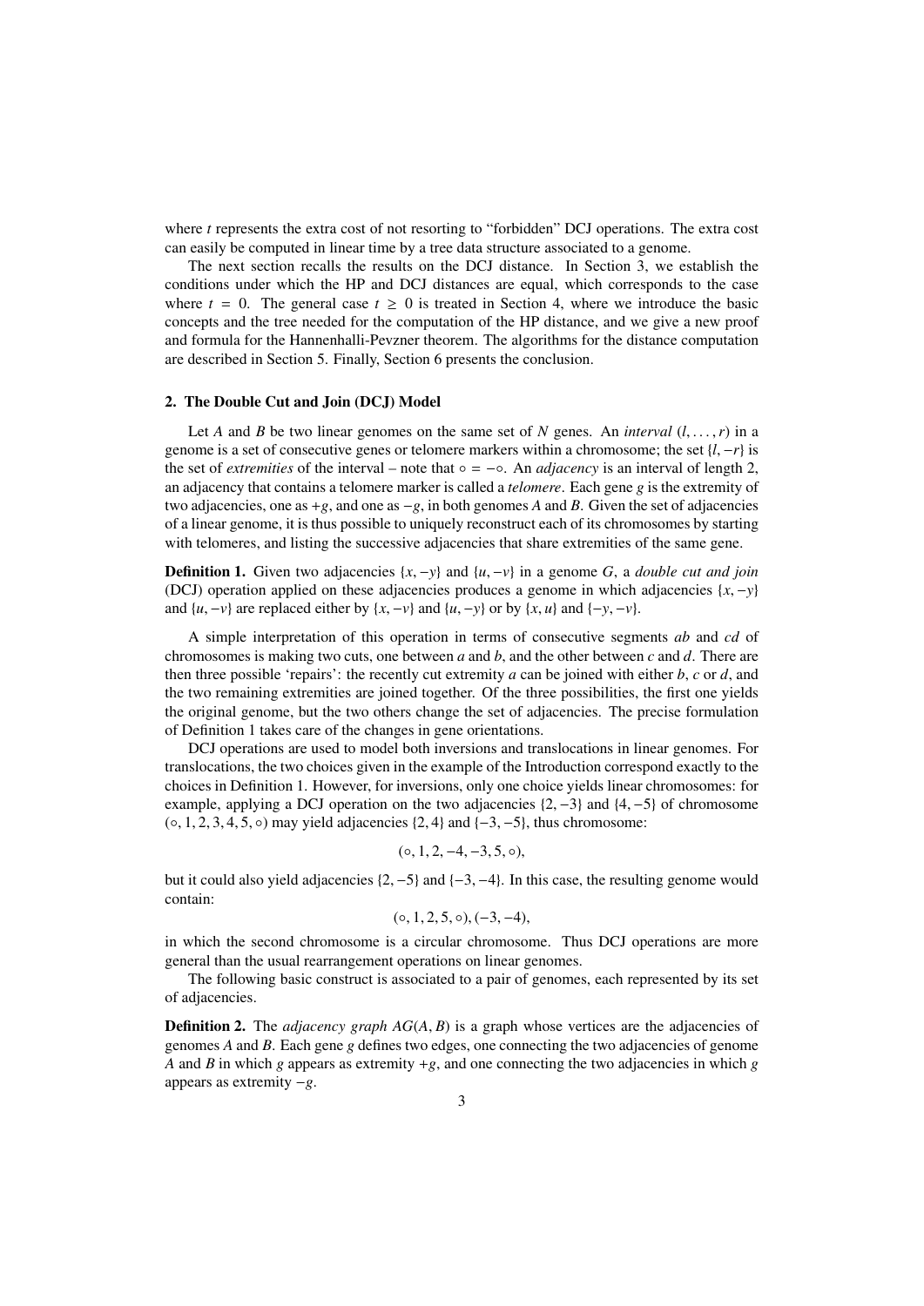where $t$ represents the extra cost of not resorting to "forbidden" DCJ operations. The extra cost can easily be computed in linear time by a tree data structure associated to a genome.

The next section recalls the results on the DCJ distance. In Section 3, we establish the conditions under which the HP and DCJ distances are equal, which corresponds to the case where $t = 0$. The general case $t \geq 0$ is treated in Section 4, where we introduce the basic concepts and the tree needed for the computation of the HP distance, and we give a new proof and formula for the Hannenhalli-Pevzner theorem. The algorithms for the distance computation are described in Section 5. Finally, Section 6 presents the conclusion.

## 2. The Double Cut and Join (DCJ) Model

Let $A$ and $B$ be two linear genomes on the same set of $N$ genes. An *interval* $(l, \ldots, r)$ in a genome is a set of consecutive genes or telomere markers within a chromosome; the set $\{l, -r\}$ is the set of *extremities* of the interval – note that $\circ = -\circ$. An *adjacency* is an interval of length 2, an adjacency that contains a telomere marker is called a *telomere*. Each gene $g$ is the extremity of two adjacencies, one as $+g$, and one as $-g$, in both genomes $A$ and $B$. Given the set of adjacencies of a linear genome, it is thus possible to uniquely reconstruct each of its chromosomes by starting with telomeres, and listing the successive adjacencies that share extremities of the same gene.

**Definition 1.** Given two adjacencies $\{x, -y\}$ and $\{u, -v\}$ in a genome $G$, a *double cut and join* (DCJ) operation applied on these adjacencies produces a genome in which adjacencies $\{x, -y\}$ and $\{u, -v\}$ are replaced either by $\{x, -v\}$ and $\{u, -y\}$ or by $\{x, u\}$ and $\{-y, -v\}$.

A simple interpretation of this operation in terms of consecutive segments $ab$ and $cd$ of chromosomes is making two cuts, one between $a$ and $b$, and the other between $c$ and $d$. There are then three possible 'repairs': the recently cut extremity $a$ can be joined with either $b$, $c$ or $d$, and the two remaining extremities are joined together. Of the three possibilities, the first one yields the original genome, but the two others change the set of adjacencies. The precise formulation of Definition 1 takes care of the changes in gene orientations.

DCJ operations are used to model both inversions and translocations in linear genomes. For translocations, the two choices given in the example of the Introduction correspond exactly to the choices in Definition 1. However, for inversions, only one choice yields linear chromosomes: for example, applying a DCJ operation on the two adjacencies $\{2, -3\}$ and $\{4, -5\}$ of chromosome $(\circ, 1, 2, 3, 4, 5, \circ)$ may yield adjacencies $\{2, 4\}$ and $\{-3, -5\}$, thus chromosome:

$$(\circ, 1, 2, -4, -3, 5, \circ),$$

but it could also yield adjacencies $\{2, -5\}$ and $\{-3, -4\}$. In this case, the resulting genome would contain:

$$(\circ, 1, 2, 5, \circ), (-3, -4),$$

in which the second chromosome is a circular chromosome. Thus DCJ operations are more general than the usual rearrangement operations on linear genomes.

The following basic construct is associated to a pair of genomes, each represented by its set of adjacencies.

**Definition 2.** The *adjacency graph* $AG(A, B)$ is a graph whose vertices are the adjacencies of genomes $A$ and $B$. Each gene $g$ defines two edges, one connecting the two adjacencies of genome $A$ and $B$ in which $g$ appears as extremity $+g$, and one connecting the two adjacencies in which $g$ appears as extremity $-g$.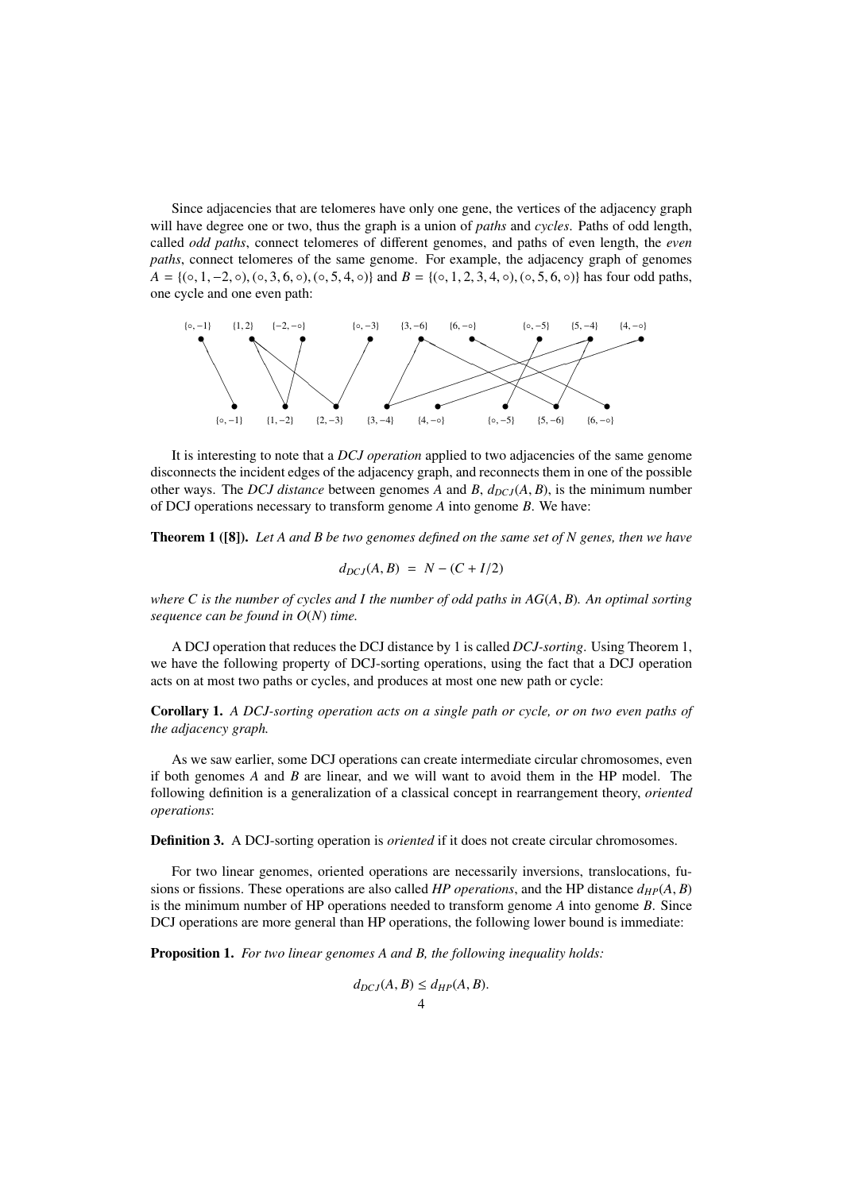Since adjacencies that are telomeres have only one gene, the vertices of the adjacency graph will have degree one or two, thus the graph is a union of *paths* and *cycles*. Paths of odd length, called *odd paths*, connect telomeres of different genomes, and paths of even length, the *even paths*, connect telomeres of the same genome. For example, the adjacency graph of genomes $A = \{(\circ, 1, -2, \circ), (\circ, 3, 6, \circ), (\circ, 5, 4, \circ)\}$ and $B = \{(\circ, 1, 2, 3, 4, \circ), (\circ, 5, 6, \circ)\}$ has four odd paths, one cycle and one even path:

It is interesting to note that a *DCJ operation* applied to two adjacencies of the same genome disconnects the incident edges of the adjacency graph, and reconnects them in one of the possible other ways. The *DCJ distance* between genomes $A$ and $B$, $d_{DCJ}(A, B)$, is the minimum number of DCJ operations necessary to transform genome $A$ into genome $B$. We have:

**Theorem 1 ([8]).** *Let A and B be two genomes defined on the same set of N genes, then we have*

$$d_{DCJ}(A, B) \;=\; N - (C + I/2)$$

*where C is the number of cycles and I the number of odd paths in $AG(A, B)$. An optimal sorting sequence can be found in $O(N)$ time.*

A DCJ operation that reduces the DCJ distance by 1 is called *DCJ-sorting*. Using Theorem 1, we have the following property of DCJ-sorting operations, using the fact that a DCJ operation acts on at most two paths or cycles, and produces at most one new path or cycle:

**Corollary 1.** *A DCJ-sorting operation acts on a single path or cycle, or on two even paths of the adjacency graph.*

As we saw earlier, some DCJ operations can create intermediate circular chromosomes, even if both genomes $A$ and $B$ are linear, and we will want to avoid them in the HP model. The following definition is a generalization of a classical concept in rearrangement theory, *oriented operations*:

**Definition 3.** A DCJ-sorting operation is *oriented* if it does not create circular chromosomes.

For two linear genomes, oriented operations are necessarily inversions, translocations, fusions or fissions. These operations are also called *HP operations*, and the HP distance $d_{HP}(A, B)$ is the minimum number of HP operations needed to transform genome $A$ into genome $B$. Since DCJ operations are more general than HP operations, the following lower bound is immediate:

**Proposition 1.** *For two linear genomes A and B, the following inequality holds:*

$$d_{DCJ}(A, B) \leq d_{HP}(A, B).$$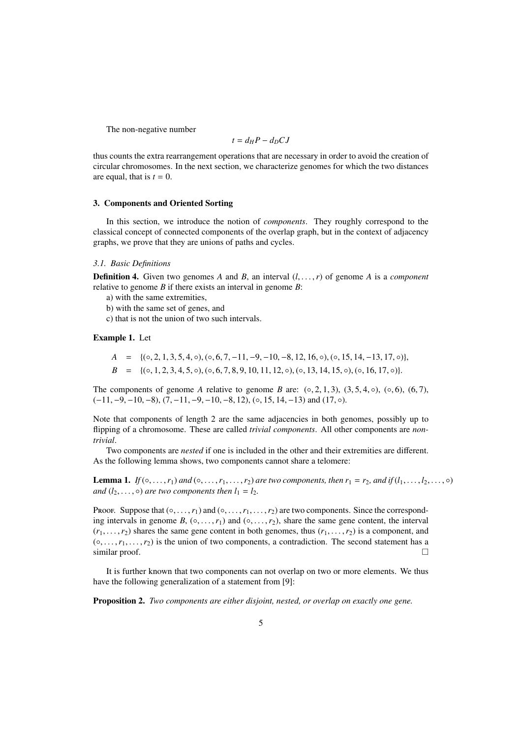The non-negative number

$$t = d_H P - d_D CJ$$

thus counts the extra rearrangement operations that are necessary in order to avoid the creation of circular chromosomes. In the next section, we characterize genomes for which the two distances are equal, that is $t = 0$.

## 3. Components and Oriented Sorting

In this section, we introduce the notion of *components*. They roughly correspond to the classical concept of connected components of the overlap graph, but in the context of adjacency graphs, we prove that they are unions of paths and cycles.

### 3.1. Basic Definitions

**Definition 4.** Given two genomes $A$ and $B$, an interval $(l, \ldots, r)$ of genome $A$ is a *component* relative to genome $B$ if there exists an interval in genome $B$:

a) with the same extremities,
b) with the same set of genes, and
c) that is not the union of two such intervals.

**Example 1.** Let

$$A = \{(\circ, 2, 1, 3, 5, 4, \circ), (\circ, 6, 7, -11, -9, -10, -8, 12, 16, \circ), (\circ, 15, 14, -13, 17, \circ)\},$$
$$B = \{(\circ, 1, 2, 3, 4, 5, \circ), (\circ, 6, 7, 8, 9, 10, 11, 12, \circ), (\circ, 13, 14, 15, \circ), (\circ, 16, 17, \circ)\}.$$

The components of genome $A$ relative to genome $B$ are: $(\circ, 2, 1, 3)$, $(3, 5, 4, \circ)$, $(\circ, 6)$, $(6, 7)$, $(-11, -9, -10, -8)$, $(7, -11, -9, -10, -8, 12)$, $(\circ, 15, 14, -13)$ and $(17, \circ)$.

Note that components of length 2 are the same adjacencies in both genomes, possibly up to flipping of a chromosome. These are called *trivial components*. All other components are *non-trivial*.

Two components are *nested* if one is included in the other and their extremities are different. As the following lemma shows, two components cannot share a telomere:

**Lemma 1.** *If $(\circ, \ldots, r_1)$ and $(\circ, \ldots, r_1, \ldots, r_2)$ are two components, then $r_1 = r_2$, and if $(l_1, \ldots, l_2, \ldots, \circ)$ and $(l_2, \ldots, \circ)$ are two components then $l_1 = l_2$.*

Proof. Suppose that $(\circ, \ldots, r_1)$ and $(\circ, \ldots, r_1, \ldots, r_2)$ are two components. Since the corresponding intervals in genome $B$, $(\circ, \ldots, r_1)$ and $(\circ, \ldots, r_2)$, share the same gene content, the interval $(r_1, \ldots, r_2)$ shares the same gene content in both genomes, thus $(r_1, \ldots, r_2)$ is a component, and $(\circ, \ldots, r_1, \ldots, r_2)$ is the union of two components, a contradiction. The second statement has a similar proof. □

It is further known that two components can not overlap on two or more elements. We thus have the following generalization of a statement from [9]:

**Proposition 2.** *Two components are either disjoint, nested, or overlap on exactly one gene.*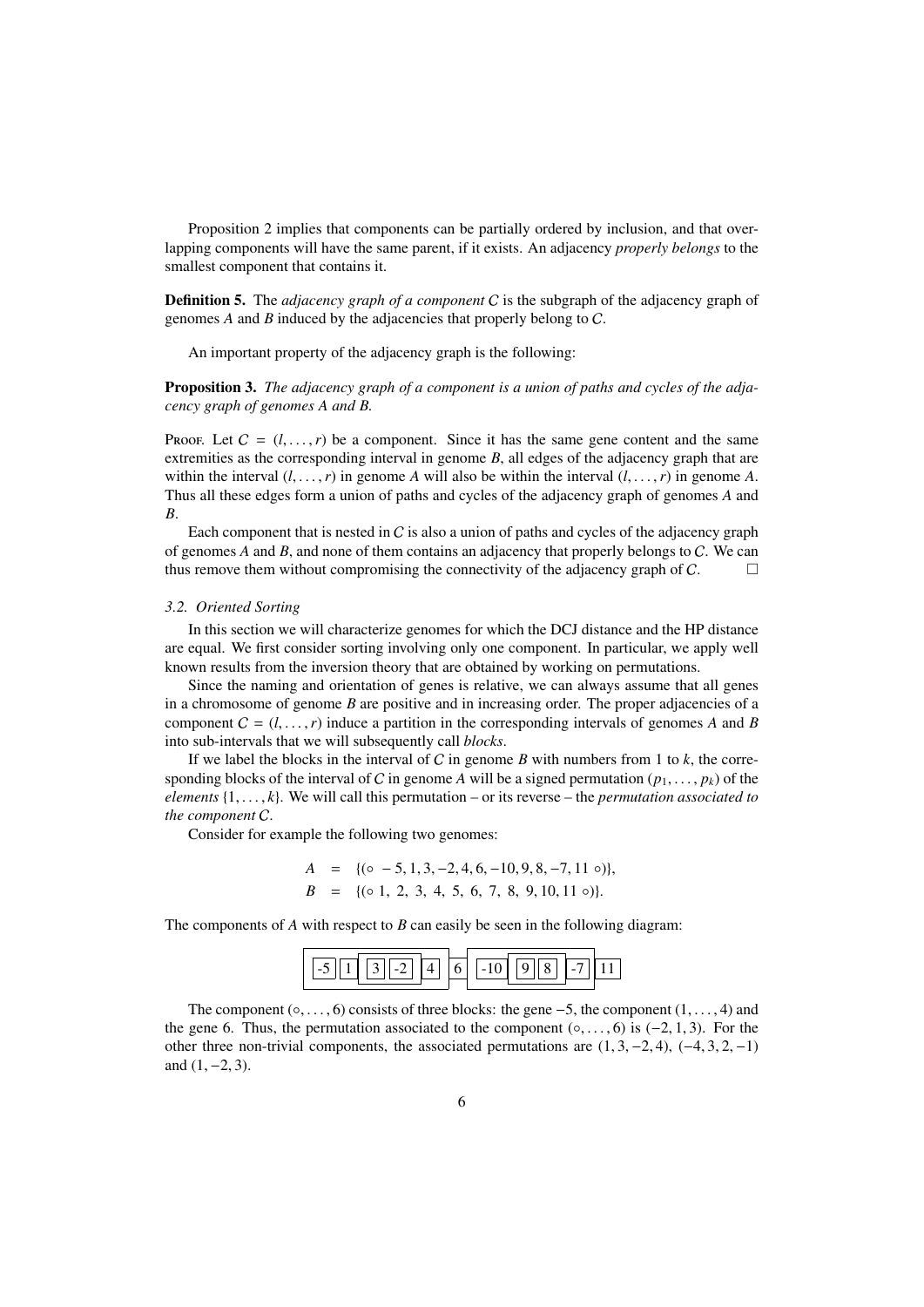Proposition 2 implies that components can be partially ordered by inclusion, and that overlapping components will have the same parent, if it exists. An adjacency *properly belongs* to the smallest component that contains it.

**Definition 5.** The *adjacency graph of a component* $C$ is the subgraph of the adjacency graph of genomes $A$ and $B$ induced by the adjacencies that properly belong to $C$.

An important property of the adjacency graph is the following:

**Proposition 3.** *The adjacency graph of a component is a union of paths and cycles of the adjacency graph of genomes A and B.*

Proof. Let $C = (l, \ldots, r)$ be a component. Since it has the same gene content and the same extremities as the corresponding interval in genome $B$, all edges of the adjacency graph that are within the interval $(l, \ldots, r)$ in genome $A$ will also be within the interval $(l, \ldots, r)$ in genome $A$. Thus all these edges form a union of paths and cycles of the adjacency graph of genomes $A$ and $B$.

Each component that is nested in $C$ is also a union of paths and cycles of the adjacency graph of genomes $A$ and $B$, and none of them contains an adjacency that properly belongs to $C$. We can thus remove them without compromising the connectivity of the adjacency graph of $C$. □

### 3.2. Oriented Sorting

In this section we will characterize genomes for which the DCJ distance and the HP distance are equal. We first consider sorting involving only one component. In particular, we apply well known results from the inversion theory that are obtained by working on permutations.

Since the naming and orientation of genes is relative, we can always assume that all genes in a chromosome of genome $B$ are positive and in increasing order. The proper adjacencies of a component $C = (l, \ldots, r)$ induce a partition in the corresponding intervals of genomes $A$ and $B$ into sub-intervals that we will subsequently call *blocks*.

If we label the blocks in the interval of $C$ in genome $B$ with numbers from 1 to $k$, the corresponding blocks of the interval of $C$ in genome $A$ will be a signed permutation $(p_1, \ldots, p_k)$ of the *elements* $\{1, \ldots, k\}$. We will call this permutation – or its reverse – the *permutation associated to the component* $C$.

Consider for example the following two genomes:

$$
\begin{aligned}
A &= \{(\circ\ -5, 1, 3, -2, 4, 6, -10, 9, 8, -7, 11\ \circ)\}, \\
B &= \{(\circ\ 1,\ 2,\ 3,\ 4,\ 5,\ 6,\ 7,\ 8,\ 9, 10, 11\ \circ)\}.
\end{aligned}
$$

The components of $A$ with respect to $B$ can easily be seen in the following diagram:

-5 1 3 -2 4 6 -10 9 8 -7 11

The component $(\circ, \ldots, 6)$ consists of three blocks: the gene $-5$, the component $(1, \ldots, 4)$ and the gene 6. Thus, the permutation associated to the component $(\circ, \ldots, 6)$ is $(-2, 1, 3)$. For the other three non-trivial components, the associated permutations are $(1, 3, -2, 4)$, $(-4, 3, 2, -1)$ and $(1, -2, 3)$.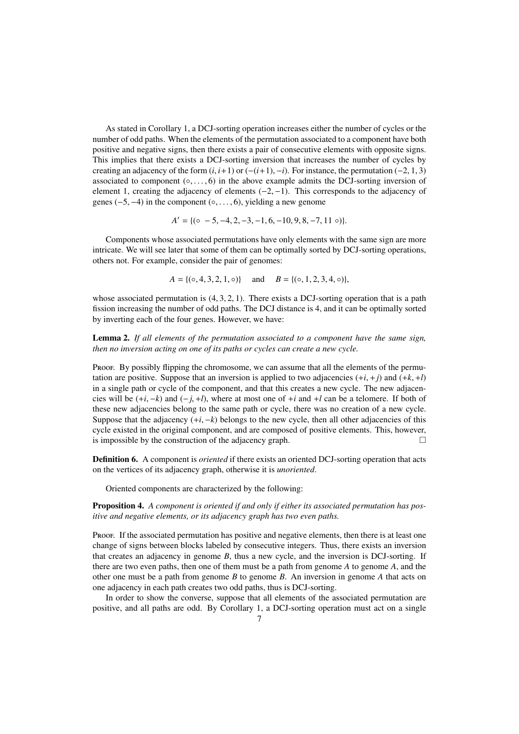As stated in Corollary 1, a DCJ-sorting operation increases either the number of cycles or the number of odd paths. When the elements of the permutation associated to a component have both positive and negative signs, then there exists a pair of consecutive elements with opposite signs. This implies that there exists a DCJ-sorting inversion that increases the number of cycles by creating an adjacency of the form $(i, i+1)$ or $(-(i+1), -i)$. For instance, the permutation $(-2, 1, 3)$ associated to component $(\circ, \ldots, 6)$ in the above example admits the DCJ-sorting inversion of element 1, creating the adjacency of elements $(-2, -1)$. This corresponds to the adjacency of genes $(-5, -4)$ in the component $(\circ, \ldots, 6)$, yielding a new genome

$$A' = \{(\circ\ -5, -4, 2, -3, -1, 6, -10, 9, 8, -7, 11\ \circ)\}.$$

Components whose associated permutations have only elements with the same sign are more intricate. We will see later that some of them can be optimally sorted by DCJ-sorting operations, others not. For example, consider the pair of genomes:

$$A = \{(\circ, 4, 3, 2, 1, \circ)\} \quad \text{and} \quad B = \{(\circ, 1, 2, 3, 4, \circ)\},$$

whose associated permutation is $(4, 3, 2, 1)$. There exists a DCJ-sorting operation that is a path fission increasing the number of odd paths. The DCJ distance is 4, and it can be optimally sorted by inverting each of the four genes. However, we have:

**Lemma 2.** *If all elements of the permutation associated to a component have the same sign, then no inversion acting on one of its paths or cycles can create a new cycle.*

Proof. By possibly flipping the chromosome, we can assume that all the elements of the permutation are positive. Suppose that an inversion is applied to two adjacencies $(+i, +j)$ and $(+k, +l)$ in a single path or cycle of the component, and that this creates a new cycle. The new adjacencies will be $(+i, -k)$ and $(-j, +l)$, where at most one of $+i$ and $+l$ can be a telomere. If both of these new adjacencies belong to the same path or cycle, there was no creation of a new cycle. Suppose that the adjacency $(+i, -k)$ belongs to the new cycle, then all other adjacencies of this cycle existed in the original component, and are composed of positive elements. This, however, is impossible by the construction of the adjacency graph. □

**Definition 6.** A component is *oriented* if there exists an oriented DCJ-sorting operation that acts on the vertices of its adjacency graph, otherwise it is *unoriented*.

Oriented components are characterized by the following:

**Proposition 4.** *A component is oriented if and only if either its associated permutation has positive and negative elements, or its adjacency graph has two even paths.*

Proof. If the associated permutation has positive and negative elements, then there is at least one change of signs between blocks labeled by consecutive integers. Thus, there exists an inversion that creates an adjacency in genome $B$, thus a new cycle, and the inversion is DCJ-sorting. If there are two even paths, then one of them must be a path from genome $A$ to genome $A$, and the other one must be a path from genome $B$ to genome $B$. An inversion in genome $A$ that acts on one adjacency in each path creates two odd paths, thus is DCJ-sorting.

In order to show the converse, suppose that all elements of the associated permutation are positive, and all paths are odd. By Corollary 1, a DCJ-sorting operation must act on a single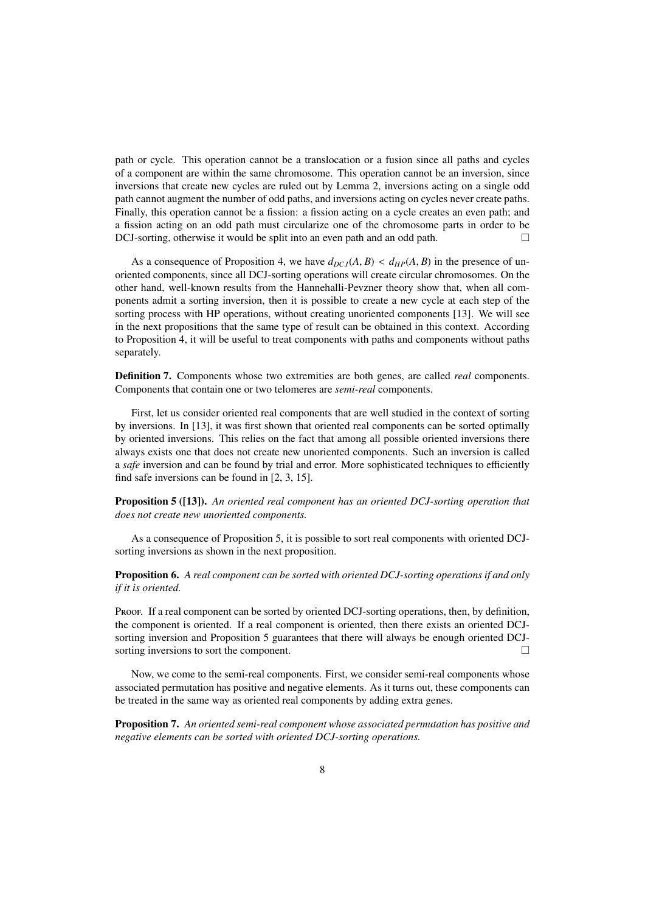path or cycle. This operation cannot be a translocation or a fusion since all paths and cycles of a component are within the same chromosome. This operation cannot be an inversion, since inversions that create new cycles are ruled out by Lemma 2, inversions acting on a single odd path cannot augment the number of odd paths, and inversions acting on cycles never create paths. Finally, this operation cannot be a fission: a fission acting on a cycle creates an even path; and a fission acting on an odd path must circularize one of the chromosome parts in order to be DCJ-sorting, otherwise it would be split into an even path and an odd path. □

As a consequence of Proposition 4, we have $d_{DCJ}(A, B) < d_{HP}(A, B)$ in the presence of unoriented components, since all DCJ-sorting operations will create circular chromosomes. On the other hand, well-known results from the Hannehalli-Pevzner theory show that, when all components admit a sorting inversion, then it is possible to create a new cycle at each step of the sorting process with HP operations, without creating unoriented components [13]. We will see in the next propositions that the same type of result can be obtained in this context. According to Proposition 4, it will be useful to treat components with paths and components without paths separately.

**Definition 7.** Components whose two extremities are both genes, are called *real* components. Components that contain one or two telomeres are *semi-real* components.

First, let us consider oriented real components that are well studied in the context of sorting by inversions. In [13], it was first shown that oriented real components can be sorted optimally by oriented inversions. This relies on the fact that among all possible oriented inversions there always exists one that does not create new unoriented components. Such an inversion is called a *safe* inversion and can be found by trial and error. More sophisticated techniques to efficiently find safe inversions can be found in [2, 3, 15].

**Proposition 5 ([13]).** *An oriented real component has an oriented DCJ-sorting operation that does not create new unoriented components.*

As a consequence of Proposition 5, it is possible to sort real components with oriented DCJ-sorting inversions as shown in the next proposition.

**Proposition 6.** *A real component can be sorted with oriented DCJ-sorting operations if and only if it is oriented.*

Proof. If a real component can be sorted by oriented DCJ-sorting operations, then, by definition, the component is oriented. If a real component is oriented, then there exists an oriented DCJ-sorting inversion and Proposition 5 guarantees that there will always be enough oriented DCJ-sorting inversions to sort the component. □

Now, we come to the semi-real components. First, we consider semi-real components whose associated permutation has positive and negative elements. As it turns out, these components can be treated in the same way as oriented real components by adding extra genes.

**Proposition 7.** *An oriented semi-real component whose associated permutation has positive and negative elements can be sorted with oriented DCJ-sorting operations.*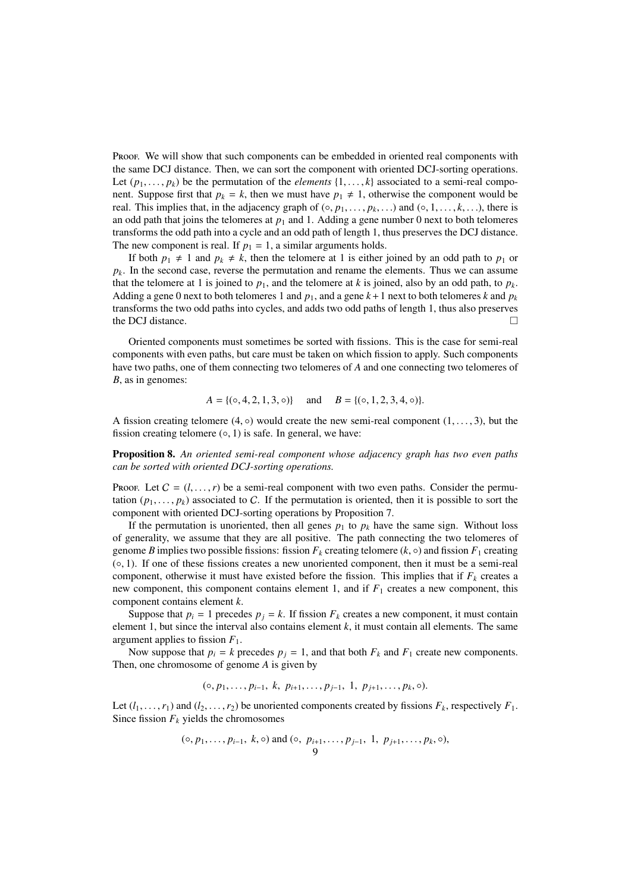Proof. We will show that such components can be embedded in oriented real components with the same DCJ distance. Then, we can sort the component with oriented DCJ-sorting operations. Let $(p_1, \ldots, p_k)$ be the permutation of the *elements* $\{1, \ldots, k\}$ associated to a semi-real component. Suppose first that $p_k = k$, then we must have $p_1 \neq 1$, otherwise the component would be real. This implies that, in the adjacency graph of $(\circ, p_1, \ldots, p_k, \ldots)$ and $(\circ, 1, \ldots, k, \ldots)$, there is an odd path that joins the telomeres at $p_1$ and 1. Adding a gene number 0 next to both telomeres transforms the odd path into a cycle and an odd path of length 1, thus preserves the DCJ distance. The new component is real. If $p_1 = 1$, a similar arguments holds.

If both $p_1 \neq 1$ and $p_k \neq k$, then the telomere at 1 is either joined by an odd path to $p_1$ or $p_k$. In the second case, reverse the permutation and rename the elements. Thus we can assume that the telomere at 1 is joined to $p_1$, and the telomere at $k$ is joined, also by an odd path, to $p_k$. Adding a gene 0 next to both telomeres 1 and $p_1$, and a gene $k+1$ next to both telomeres $k$ and $p_k$ transforms the two odd paths into cycles, and adds two odd paths of length 1, thus also preserves the DCJ distance. □

Oriented components must sometimes be sorted with fissions. This is the case for semi-real components with even paths, but care must be taken on which fission to apply. Such components have two paths, one of them connecting two telomeres of $A$ and one connecting two telomeres of $B$, as in genomes:

$$A = \{(\circ, 4, 2, 1, 3, \circ)\} \quad \text{and} \quad B = \{(\circ, 1, 2, 3, 4, \circ)\}.$$

A fission creating telomere $(4, \circ)$ would create the new semi-real component $(1, \ldots, 3)$, but the fission creating telomere $(\circ, 1)$ is safe. In general, we have:

**Proposition 8.** *An oriented semi-real component whose adjacency graph has two even paths can be sorted with oriented DCJ-sorting operations.*

Proof. Let $C = (l, \ldots, r)$ be a semi-real component with two even paths. Consider the permutation $(p_1, \ldots, p_k)$ associated to $C$. If the permutation is oriented, then it is possible to sort the component with oriented DCJ-sorting operations by Proposition 7.

If the permutation is unoriented, then all genes $p_1$ to $p_k$ have the same sign. Without loss of generality, we assume that they are all positive. The path connecting the two telomeres of genome $B$ implies two possible fissions: fission $F_k$ creating telomere $(k, \circ)$ and fission $F_1$ creating $(\circ, 1)$. If one of these fissions creates a new unoriented component, then it must be a semi-real component, otherwise it must have existed before the fission. This implies that if $F_k$ creates a new component, this component contains element 1, and if $F_1$ creates a new component, this component contains element $k$.

Suppose that $p_i = 1$ precedes $p_j = k$. If fission $F_k$ creates a new component, it must contain element 1, but since the interval also contains element $k$, it must contain all elements. The same argument applies to fission $F_1$.

Now suppose that $p_i = k$ precedes $p_j = 1$, and that both $F_k$ and $F_1$ create new components. Then, one chromosome of genome $A$ is given by

$$(\circ, p_1, \ldots, p_{i-1},\ k,\ p_{i+1}, \ldots, p_{j-1},\ 1,\ p_{j+1}, \ldots, p_k, \circ).$$

Let $(l_1, \ldots, r_1)$ and $(l_2, \ldots, r_2)$ be unoriented components created by fissions $F_k$, respectively $F_1$. Since fission $F_k$ yields the chromosomes

$$(\circ, p_1, \ldots, p_{i-1},\ k, \circ) \text{ and } (\circ,\ p_{i+1}, \ldots, p_{j-1},\ 1,\ p_{j+1}, \ldots, p_k, \circ),$$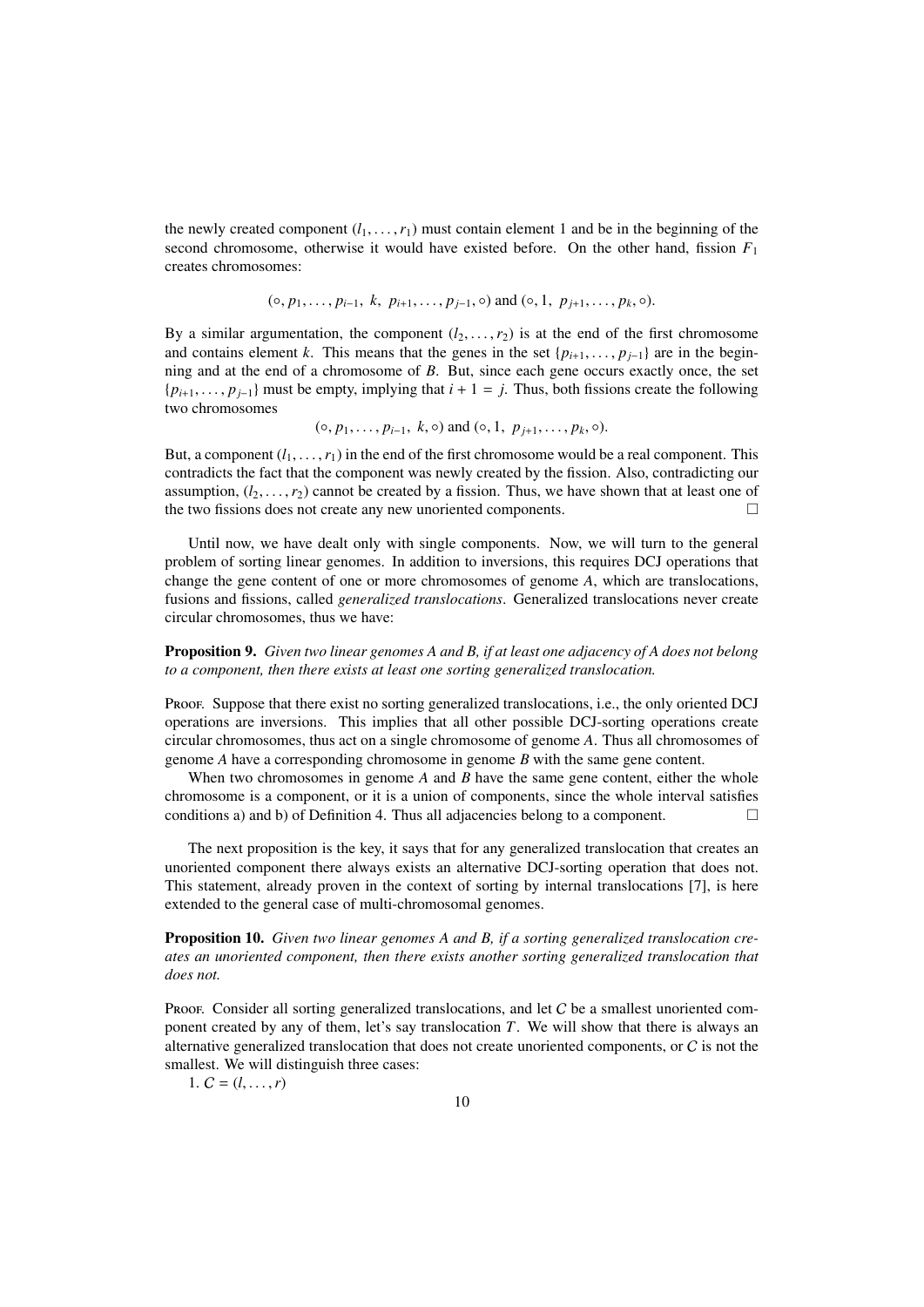the newly created component $(l_1, \ldots, r_1)$ must contain element 1 and be in the beginning of the second chromosome, otherwise it would have existed before. On the other hand, fission $F_1$ creates chromosomes:

$$(\circ, p_1, \ldots, p_{i-1},\ k,\ p_{i+1}, \ldots, p_{j-1}, \circ) \text{ and } (\circ, 1,\ p_{j+1}, \ldots, p_k, \circ).$$

By a similar argumentation, the component $(l_2, \ldots, r_2)$ is at the end of the first chromosome and contains element $k$. This means that the genes in the set $\{p_{i+1}, \ldots, p_{j-1}\}$ are in the beginning and at the end of a chromosome of $B$. But, since each gene occurs exactly once, the set $\{p_{i+1}, \ldots, p_{j-1}\}$ must be empty, implying that $i + 1 = j$. Thus, both fissions create the following two chromosomes

$$(\circ, p_1, \ldots, p_{i-1},\ k, \circ) \text{ and } (\circ, 1,\ p_{j+1}, \ldots, p_k, \circ).$$

But, a component $(l_1, \ldots, r_1)$ in the end of the first chromosome would be a real component. This contradicts the fact that the component was newly created by the fission. Also, contradicting our assumption, $(l_2, \ldots, r_2)$ cannot be created by a fission. Thus, we have shown that at least one of the two fissions does not create any new unoriented components. □

Until now, we have dealt only with single components. Now, we will turn to the general problem of sorting linear genomes. In addition to inversions, this requires DCJ operations that change the gene content of one or more chromosomes of genome $A$, which are translocations, fusions and fissions, called *generalized translocations*. Generalized translocations never create circular chromosomes, thus we have:

**Proposition 9.** *Given two linear genomes A and B, if at least one adjacency of A does not belong to a component, then there exists at least one sorting generalized translocation.*

Proof. Suppose that there exist no sorting generalized translocations, i.e., the only oriented DCJ operations are inversions. This implies that all other possible DCJ-sorting operations create circular chromosomes, thus act on a single chromosome of genome $A$. Thus all chromosomes of genome $A$ have a corresponding chromosome in genome $B$ with the same gene content.

When two chromosomes in genome $A$ and $B$ have the same gene content, either the whole chromosome is a component, or it is a union of components, since the whole interval satisfies conditions a) and b) of Definition 4. Thus all adjacencies belong to a component. □

The next proposition is the key, it says that for any generalized translocation that creates an unoriented component there always exists an alternative DCJ-sorting operation that does not. This statement, already proven in the context of sorting by internal translocations [7], is here extended to the general case of multi-chromosomal genomes.

**Proposition 10.** *Given two linear genomes A and B, if a sorting generalized translocation creates an unoriented component, then there exists another sorting generalized translocation that does not.*

Proof. Consider all sorting generalized translocations, and let $C$ be a smallest unoriented component created by any of them, let's say translocation $T$. We will show that there is always an alternative generalized translocation that does not create unoriented components, or $C$ is not the smallest. We will distinguish three cases:

1. $C = (l, \ldots, r)$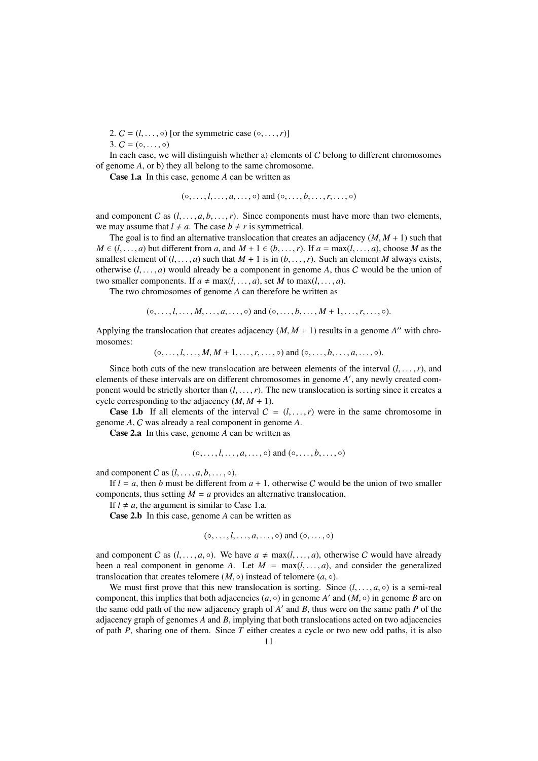2. $\mathcal{C} = (l, \ldots, \circ)$ [or the symmetric case $(\circ, \ldots, r)$]

3. $\mathcal{C} = (\circ, \ldots, \circ)$

In each case, we will distinguish whether a) elements of $\mathcal{C}$ belong to different chromosomes of genome $A$, or b) they all belong to the same chromosome.

**Case 1.a** In this case, genome $A$ can be written as

$$(\circ, \ldots, l, \ldots, a, \ldots, \circ) \text{ and } (\circ, \ldots, b, \ldots, r, \ldots, \circ)$$

and component $\mathcal{C}$ as $(l, \ldots, a, b, \ldots, r)$. Since components must have more than two elements, we may assume that $l \neq a$. The case $b \neq r$ is symmetrical.

The goal is to find an alternative translocation that creates an adjacency $(M, M+1)$ such that $M \in (l, \ldots, a)$ but different from $a$, and $M + 1 \in (b, \ldots, r)$. If $a = \max(l, \ldots, a)$, choose $M$ as the smallest element of $(l, \ldots, a)$ such that $M + 1$ is in $(b, \ldots, r)$. Such an element $M$ always exists, otherwise $(l, \ldots, a)$ would already be a component in genome $A$, thus $\mathcal{C}$ would be the union of two smaller components. If $a \neq \max(l, \ldots, a)$, set $M$ to $\max(l, \ldots, a)$.

The two chromosomes of genome $A$ can therefore be written as

$$(\circ, \ldots, l, \ldots, M, \ldots, a, \ldots, \circ) \text{ and } (\circ, \ldots, b, \ldots, M+1, \ldots, r, \ldots, \circ).$$

Applying the translocation that creates adjacency $(M, M+1)$ results in a genome $A''$ with chromosomes:

$$(\circ, \ldots, l, \ldots, M, M+1, \ldots, r, \ldots, \circ) \text{ and } (\circ, \ldots, b, \ldots, a, \ldots, \circ).$$

Since both cuts of the new translocation are between elements of the interval $(l, \ldots, r)$, and elements of these intervals are on different chromosomes in genome $A'$, any newly created component would be strictly shorter than $(l, \ldots, r)$. The new translocation is sorting since it creates a cycle corresponding to the adjacency $(M, M+1)$.

**Case 1.b** If all elements of the interval $\mathcal{C} = (l, \ldots, r)$ were in the same chromosome in genome $A$, $\mathcal{C}$ was already a real component in genome $A$.

**Case 2.a** In this case, genome $A$ can be written as

$$(\circ, \ldots, l, \ldots, a, \ldots, \circ) \text{ and } (\circ, \ldots, b, \ldots, \circ)$$

and component $\mathcal{C}$ as $(l, \ldots, a, b, \ldots, \circ)$.

If $l = a$, then $b$ must be different from $a + 1$, otherwise $\mathcal{C}$ would be the union of two smaller components, thus setting $M = a$ provides an alternative translocation.

If $l \neq a$, the argument is similar to Case 1.a.

**Case 2.b** In this case, genome $A$ can be written as

$$(\circ, \ldots, l, \ldots, a, \ldots, \circ) \text{ and } (\circ, \ldots, \circ)$$

and component $\mathcal{C}$ as $(l, \ldots, a, \circ)$. We have $a \neq \max(l, \ldots, a)$, otherwise $\mathcal{C}$ would have already been a real component in genome $A$. Let $M = \max(l, \ldots, a)$, and consider the generalized translocation that creates telomere $(M, \circ)$ instead of telomere $(a, \circ)$.

We must first prove that this new translocation is sorting. Since $(l, \ldots, a, \circ)$ is a semi-real component, this implies that both adjacencies $(a, \circ)$ in genome $A'$ and $(M, \circ)$ in genome $B$ are on the same odd path of the new adjacency graph of $A'$ and $B$, thus were on the same path $P$ of the adjacency graph of genomes $A$ and $B$, implying that both translocations acted on two adjacencies of path $P$, sharing one of them. Since $T$ either creates a cycle or two new odd paths, it is also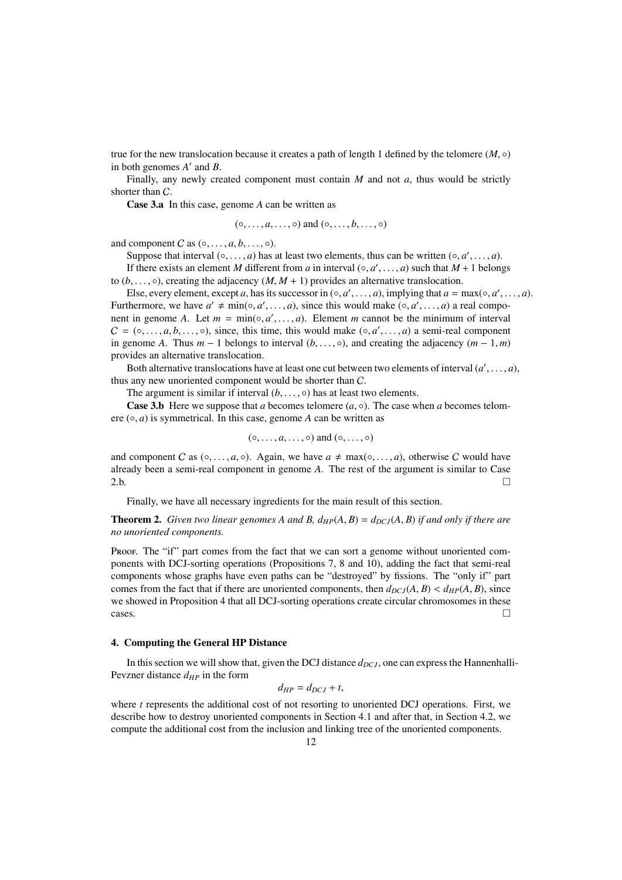true for the new translocation because it creates a path of length 1 defined by the telomere $(M, \circ)$ in both genomes $A'$ and $B$.

Finally, any newly created component must contain $M$ and not $a$, thus would be strictly shorter than $C$.

**Case 3.a** In this case, genome $A$ can be written as

$$(\circ, \ldots, a, \ldots, \circ) \text{ and } (\circ, \ldots, b, \ldots, \circ)$$

and component $C$ as $(\circ, \ldots, a, b, \ldots, \circ)$.

Suppose that interval $(\circ, \ldots, a)$ has at least two elements, thus can be written $(\circ, a', \ldots, a)$.

If there exists an element $M$ different from $a$ in interval $(\circ, a', \ldots, a)$ such that $M + 1$ belongs to $(b, \ldots, \circ)$, creating the adjacency $(M, M + 1)$ provides an alternative translocation.

Else, every element, except $a$, has its successor in $(\circ, a', \ldots, a)$, implying that $a = \max(\circ, a', \ldots, a)$. Furthermore, we have $a' \neq \min(\circ, a', \ldots, a)$, since this would make $(\circ, a', \ldots, a)$ a real component in genome $A$. Let $m = \min(\circ, a', \ldots, a)$. Element $m$ cannot be the minimum of interval $C = (\circ, \ldots, a, b, \ldots, \circ)$, since, this time, this would make $(\circ, a', \ldots, a)$ a semi-real component in genome $A$. Thus $m - 1$ belongs to interval $(b, \ldots, \circ)$, and creating the adjacency $(m - 1, m)$ provides an alternative translocation.

Both alternative translocations have at least one cut between two elements of interval $(a', \ldots, a)$, thus any new unoriented component would be shorter than $C$.

The argument is similar if interval $(b, \ldots, \circ)$ has at least two elements.

**Case 3.b** Here we suppose that $a$ becomes telomere $(a, \circ)$. The case when $a$ becomes telomere $(\circ, a)$ is symmetrical. In this case, genome $A$ can be written as

$$(\circ, \ldots, a, \ldots, \circ) \text{ and } (\circ, \ldots, \circ)$$

and component $C$ as $(\circ, \ldots, a, \circ)$. Again, we have $a \neq \max(\circ, \ldots, a)$, otherwise $C$ would have already been a semi-real component in genome $A$. The rest of the argument is similar to Case 2.b. $\square$

Finally, we have all necessary ingredients for the main result of this section.

**Theorem 2.** *Given two linear genomes $A$ and $B$, $d_{HP}(A, B) = d_{DCJ}(A, B)$ if and only if there are no unoriented components.*

Proof. The "if" part comes from the fact that we can sort a genome without unoriented components with DCJ-sorting operations (Propositions 7, 8 and 10), adding the fact that semi-real components whose graphs have even paths can be "destroyed" by fissions. The "only if" part comes from the fact that if there are unoriented components, then $d_{DCJ}(A, B) < d_{HP}(A, B)$, since we showed in Proposition 4 that all DCJ-sorting operations create circular chromosomes in these cases. $\square$

## 4. Computing the General HP Distance

In this section we will show that, given the DCJ distance $d_{DCJ}$, one can express the Hannenhalli-Pevzner distance $d_{HP}$ in the form

$$d_{HP} = d_{DCJ} + t,$$

where $t$ represents the additional cost of not resorting to unoriented DCJ operations. First, we describe how to destroy unoriented components in Section 4.1 and after that, in Section 4.2, we compute the additional cost from the inclusion and linking tree of the unoriented components.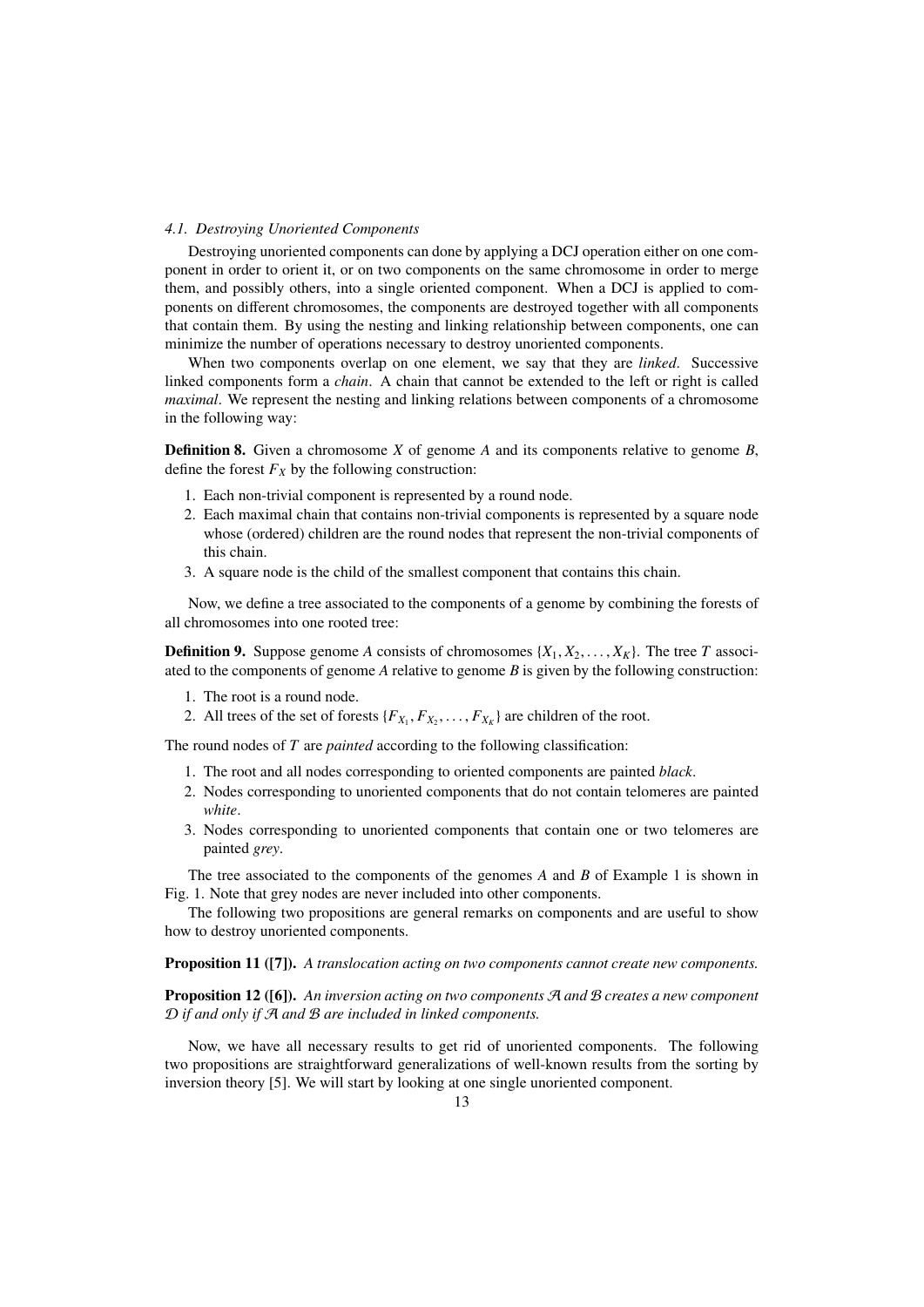### 4.1. Destroying Unoriented Components

Destroying unoriented components can done by applying a DCJ operation either on one component in order to orient it, or on two components on the same chromosome in order to merge them, and possibly others, into a single oriented component. When a DCJ is applied to components on different chromosomes, the components are destroyed together with all components that contain them. By using the nesting and linking relationship between components, one can minimize the number of operations necessary to destroy unoriented components.

When two components overlap on one element, we say that they are *linked*. Successive linked components form a *chain*. A chain that cannot be extended to the left or right is called *maximal*. We represent the nesting and linking relations between components of a chromosome in the following way:

**Definition 8.** Given a chromosome $X$ of genome $A$ and its components relative to genome $B$, define the forest $F_X$ by the following construction:

1. Each non-trivial component is represented by a round node.
2. Each maximal chain that contains non-trivial components is represented by a square node whose (ordered) children are the round nodes that represent the non-trivial components of this chain.
3. A square node is the child of the smallest component that contains this chain.

Now, we define a tree associated to the components of a genome by combining the forests of all chromosomes into one rooted tree:

**Definition 9.** Suppose genome $A$ consists of chromosomes $\{X_1, X_2, \ldots, X_K\}$. The tree $T$ associated to the components of genome $A$ relative to genome $B$ is given by the following construction:

1. The root is a round node.
2. All trees of the set of forests $\{F_{X_1}, F_{X_2}, \ldots, F_{X_K}\}$ are children of the root.

The round nodes of $T$ are *painted* according to the following classification:

1. The root and all nodes corresponding to oriented components are painted *black*.
2. Nodes corresponding to unoriented components that do not contain telomeres are painted *white*.
3. Nodes corresponding to unoriented components that contain one or two telomeres are painted *grey*.

The tree associated to the components of the genomes $A$ and $B$ of Example 1 is shown in Fig. 1. Note that grey nodes are never included into other components.

The following two propositions are general remarks on components and are useful to show how to destroy unoriented components.

**Proposition 11 ([7]).** *A translocation acting on two components cannot create new components.*

**Proposition 12 ([6]).** *An inversion acting on two components $\mathcal{A}$ and $\mathcal{B}$ creates a new component $\mathcal{D}$ if and only if $\mathcal{A}$ and $\mathcal{B}$ are included in linked components.*

Now, we have all necessary results to get rid of unoriented components. The following two propositions are straightforward generalizations of well-known results from the sorting by inversion theory [5]. We will start by looking at one single unoriented component.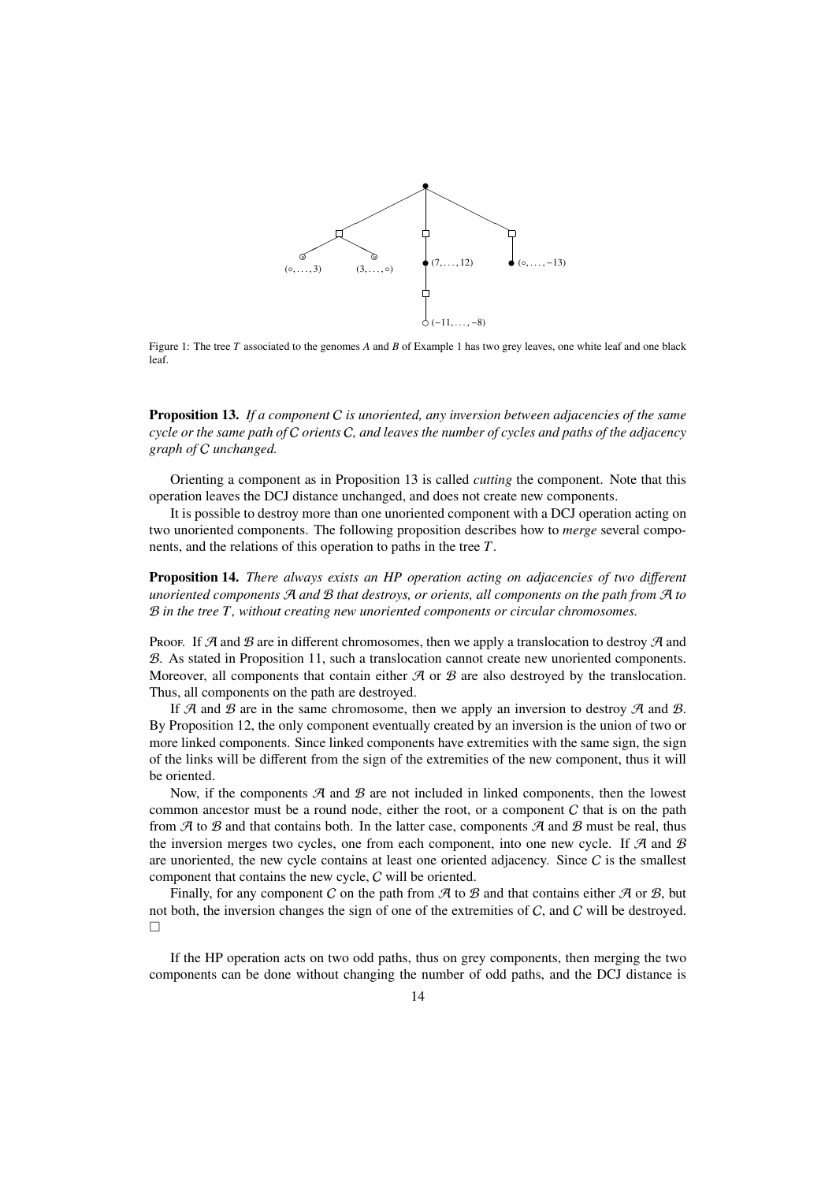Figure 1: The tree $T$ associated to the genomes $A$ and $B$ of Example 1 has two grey leaves, one white leaf and one black leaf.

**Proposition 13.** *If a component $C$ is unoriented, any inversion between adjacencies of the same cycle or the same path of $C$ orients $C$, and leaves the number of cycles and paths of the adjacency graph of $C$ unchanged.*

Orienting a component as in Proposition 13 is called *cutting* the component. Note that this operation leaves the DCJ distance unchanged, and does not create new components.

It is possible to destroy more than one unoriented component with a DCJ operation acting on two unoriented components. The following proposition describes how to *merge* several components, and the relations of this operation to paths in the tree $T$.

**Proposition 14.** *There always exists an HP operation acting on adjacencies of two different unoriented components $\mathcal{A}$ and $\mathcal{B}$ that destroys, or orients, all components on the path from $\mathcal{A}$ to $\mathcal{B}$ in the tree $T$, without creating new unoriented components or circular chromosomes.*

Proof. If $\mathcal{A}$ and $\mathcal{B}$ are in different chromosomes, then we apply a translocation to destroy $\mathcal{A}$ and $\mathcal{B}$. As stated in Proposition 11, such a translocation cannot create new unoriented components. Moreover, all components that contain either $\mathcal{A}$ or $\mathcal{B}$ are also destroyed by the translocation. Thus, all components on the path are destroyed.

If $\mathcal{A}$ and $\mathcal{B}$ are in the same chromosome, then we apply an inversion to destroy $\mathcal{A}$ and $\mathcal{B}$. By Proposition 12, the only component eventually created by an inversion is the union of two or more linked components. Since linked components have extremities with the same sign, the sign of the links will be different from the sign of the extremities of the new component, thus it will be oriented.

Now, if the components $\mathcal{A}$ and $\mathcal{B}$ are not included in linked components, then the lowest common ancestor must be a round node, either the root, or a component $C$ that is on the path from $\mathcal{A}$ to $\mathcal{B}$ and that contains both. In the latter case, components $\mathcal{A}$ and $\mathcal{B}$ must be real, thus the inversion merges two cycles, one from each component, into one new cycle. If $\mathcal{A}$ and $\mathcal{B}$ are unoriented, the new cycle contains at least one oriented adjacency. Since $C$ is the smallest component that contains the new cycle, $C$ will be oriented.

Finally, for any component $C$ on the path from $\mathcal{A}$ to $\mathcal{B}$ and that contains either $\mathcal{A}$ or $\mathcal{B}$, but not both, the inversion changes the sign of one of the extremities of $C$, and $C$ will be destroyed. □

If the HP operation acts on two odd paths, thus on grey components, then merging the two components can be done without changing the number of odd paths, and the DCJ distance is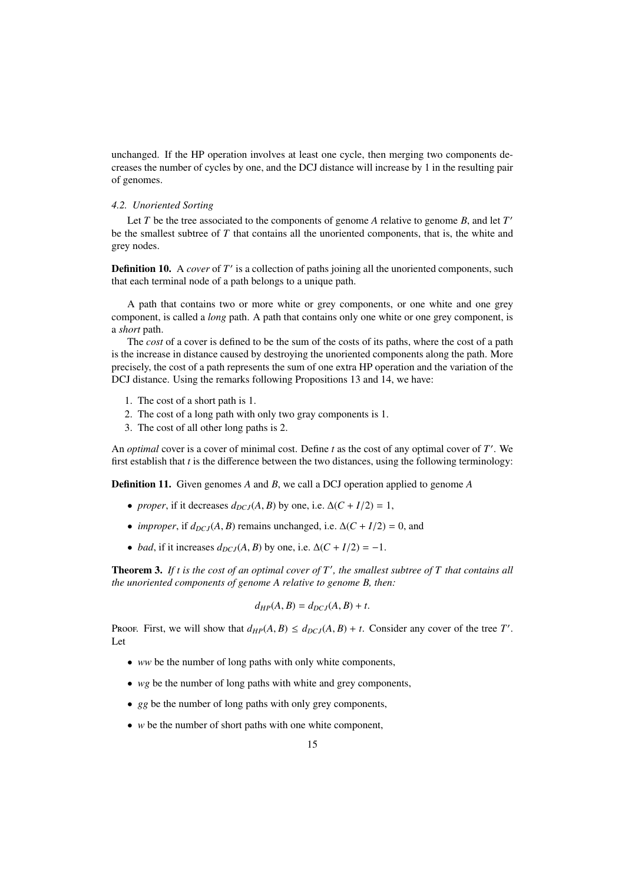unchanged. If the HP operation involves at least one cycle, then merging two components decreases the number of cycles by one, and the DCJ distance will increase by 1 in the resulting pair of genomes.

### 4.2. Unoriented Sorting

Let $T$ be the tree associated to the components of genome $A$ relative to genome $B$, and let $T'$ be the smallest subtree of $T$ that contains all the unoriented components, that is, the white and grey nodes.

**Definition 10.** A *cover* of $T'$ is a collection of paths joining all the unoriented components, such that each terminal node of a path belongs to a unique path.

A path that contains two or more white or grey components, or one white and one grey component, is called a *long* path. A path that contains only one white or one grey component, is a *short* path.

The *cost* of a cover is defined to be the sum of the costs of its paths, where the cost of a path is the increase in distance caused by destroying the unoriented components along the path. More precisely, the cost of a path represents the sum of one extra HP operation and the variation of the DCJ distance. Using the remarks following Propositions 13 and 14, we have:

1. The cost of a short path is 1.
2. The cost of a long path with only two gray components is 1.
3. The cost of all other long paths is 2.

An *optimal* cover is a cover of minimal cost. Define $t$ as the cost of any optimal cover of $T'$. We first establish that $t$ is the difference between the two distances, using the following terminology:

**Definition 11.** Given genomes $A$ and $B$, we call a DCJ operation applied to genome $A$

- *proper*, if it decreases $d_{DCJ}(A, B)$ by one, i.e. $\Delta(C + I/2) = 1$,
- *improper*, if $d_{DCJ}(A, B)$ remains unchanged, i.e. $\Delta(C + I/2) = 0$, and
- *bad*, if it increases $d_{DCJ}(A, B)$ by one, i.e. $\Delta(C + I/2) = -1$.

**Theorem 3.** *If $t$ is the cost of an optimal cover of $T'$, the smallest subtree of $T$ that contains all the unoriented components of genome $A$ relative to genome $B$, then:*

$$d_{HP}(A, B) = d_{DCJ}(A, B) + t.$$

Proof. First, we will show that $d_{HP}(A, B) \leq d_{DCJ}(A, B) + t$. Consider any cover of the tree $T'$. Let

- $ww$ be the number of long paths with only white components,
- $wg$ be the number of long paths with white and grey components,
- $gg$ be the number of long paths with only grey components,
- $w$ be the number of short paths with one white component,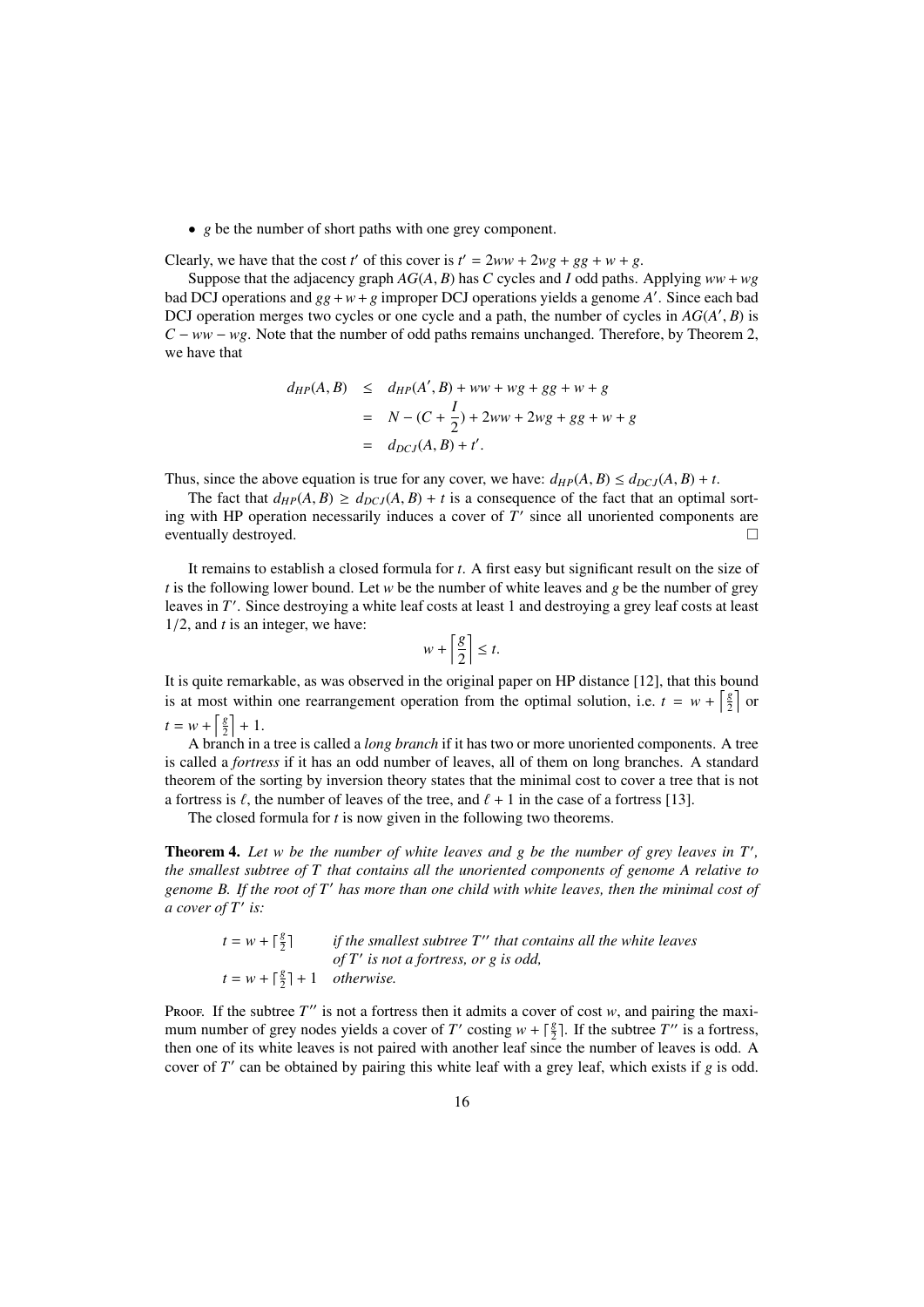- $g$ be the number of short paths with one grey component.

Clearly, we have that the cost $t'$ of this cover is $t' = 2ww + 2wg + gg + w + g$.

Suppose that the adjacency graph $AG(A, B)$ has $C$ cycles and $I$ odd paths. Applying $ww + wg$ bad DCJ operations and $gg + w + g$ improper DCJ operations yields a genome $A'$. Since each bad DCJ operation merges two cycles or one cycle and a path, the number of cycles in $AG(A', B)$ is $C - ww - wg$. Note that the number of odd paths remains unchanged. Therefore, by Theorem 2, we have that

$$
\begin{aligned}
d_{HP}(A, B) &\leq d_{HP}(A', B) + ww + wg + gg + w + g \\
&= N - (C + \frac{I}{2}) + 2ww + 2wg + gg + w + g \\
&= d_{DCJ}(A, B) + t'.
\end{aligned}
$$

Thus, since the above equation is true for any cover, we have: $d_{HP}(A, B) \leq d_{DCJ}(A, B) + t$.

The fact that $d_{HP}(A, B) \geq d_{DCJ}(A, B) + t$ is a consequence of the fact that an optimal sorting with HP operation necessarily induces a cover of $T'$ since all unoriented components are eventually destroyed. □

It remains to establish a closed formula for $t$. A first easy but significant result on the size of $t$ is the following lower bound. Let $w$ be the number of white leaves and $g$ be the number of grey leaves in $T'$. Since destroying a white leaf costs at least 1 and destroying a grey leaf costs at least $1/2$, and $t$ is an integer, we have:

$$
w + \left\lceil \frac{g}{2} \right\rceil \leq t.
$$

It is quite remarkable, as was observed in the original paper on HP distance [12], that this bound is at most within one rearrangement operation from the optimal solution, i.e. $t = w + \left\lceil \frac{g}{2} \right\rceil$ or $t = w + \left\lceil \frac{g}{2} \right\rceil + 1$.

A branch in a tree is called a *long branch* if it has two or more unoriented components. A tree is called a *fortress* if it has an odd number of leaves, all of them on long branches. A standard theorem of the sorting by inversion theory states that the minimal cost to cover a tree that is not a fortress is $\ell$, the number of leaves of the tree, and $\ell + 1$ in the case of a fortress [13].

The closed formula for $t$ is now given in the following two theorems.

**Theorem 4.** *Let $w$ be the number of white leaves and $g$ be the number of grey leaves in $T'$, the smallest subtree of $T$ that contains all the unoriented components of genome $A$ relative to genome $B$. If the root of $T'$ has more than one child with white leaves, then the minimal cost of a cover of $T'$ is:*

| | |
|---|---|
| $t = w + \lceil \frac{g}{2} \rceil$ | *if the smallest subtree $T''$ that contains all the white leaves of $T'$ is not a fortress, or $g$ is odd,* |
| $t = w + \lceil \frac{g}{2} \rceil + 1$ | *otherwise.* |

Proof. If the subtree $T''$ is not a fortress then it admits a cover of cost $w$, and pairing the maximum number of grey nodes yields a cover of $T'$ costing $w + \lceil \frac{g}{2} \rceil$. If the subtree $T''$ is a fortress, then one of its white leaves is not paired with another leaf since the number of leaves is odd. A cover of $T'$ can be obtained by pairing this white leaf with a grey leaf, which exists if $g$ is odd.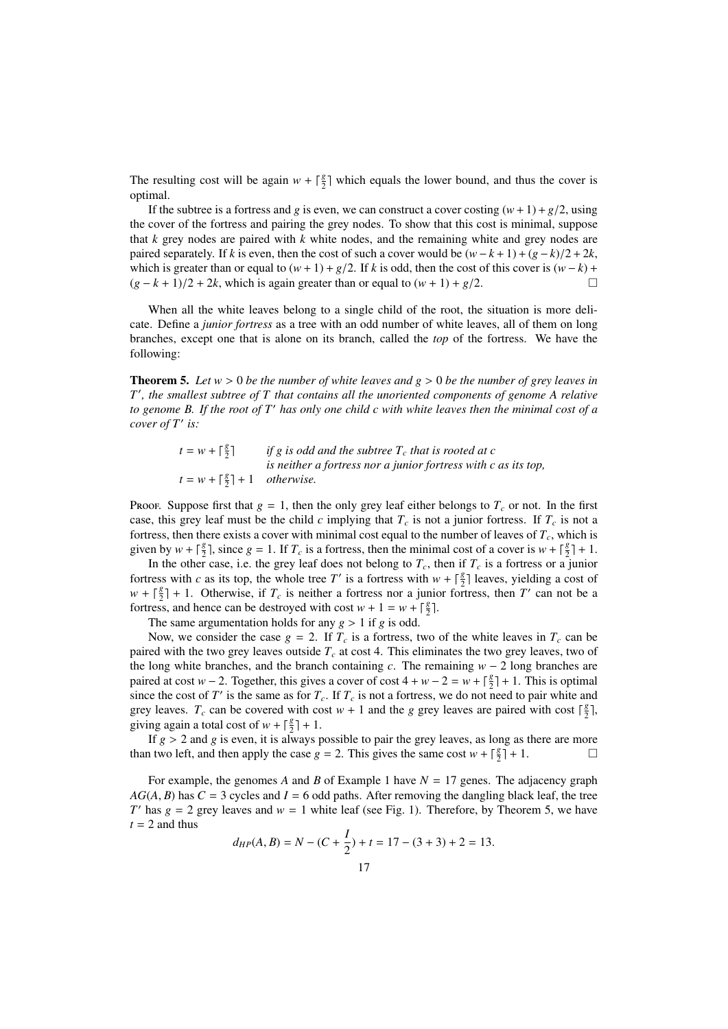The resulting cost will be again $w + \lceil \frac{g}{2} \rceil$ which equals the lower bound, and thus the cover is optimal.

If the subtree is a fortress and $g$ is even, we can construct a cover costing $(w+1) + g/2$, using the cover of the fortress and pairing the grey nodes. To show that this cost is minimal, suppose that $k$ grey nodes are paired with $k$ white nodes, and the remaining white and grey nodes are paired separately. If $k$ is even, then the cost of such a cover would be $(w-k+1)+(g-k)/2+2k$, which is greater than or equal to $(w+1)+g/2$. If $k$ is odd, then the cost of this cover is $(w-k) + (g-k+1)/2 + 2k$, which is again greater than or equal to $(w+1) + g/2$. □

When all the white leaves belong to a single child of the root, the situation is more delicate. Define a *junior fortress* as a tree with an odd number of white leaves, all of them on long branches, except one that is alone on its branch, called the *top* of the fortress. We have the following:

**Theorem 5.** *Let $w > 0$ be the number of white leaves and $g > 0$ be the number of grey leaves in $T'$, the smallest subtree of $T$ that contains all the unoriented components of genome $A$ relative to genome $B$. If the root of $T'$ has only one child $c$ with white leaves then the minimal cost of a cover of $T'$ is:*

$t = w + \lceil \frac{g}{2} \rceil$ &nbsp;&nbsp;&nbsp;&nbsp; *if $g$ is odd and the subtree $T_c$ that is rooted at $c$ is neither a fortress nor a junior fortress with $c$ as its top,*

$t = w + \lceil \frac{g}{2} \rceil + 1$ &nbsp;&nbsp;&nbsp;&nbsp; *otherwise.*

Proof. Suppose first that $g = 1$, then the only grey leaf either belongs to $T_c$ or not. In the first case, this grey leaf must be the child $c$ implying that $T_c$ is not a junior fortress. If $T_c$ is not a fortress, then there exists a cover with minimal cost equal to the number of leaves of $T_c$, which is given by $w + \lceil \frac{g}{2} \rceil$, since $g = 1$. If $T_c$ is a fortress, then the minimal cost of a cover is $w + \lceil \frac{g}{2} \rceil + 1$.

In the other case, i.e. the grey leaf does not belong to $T_c$, then if $T_c$ is a fortress or a junior fortress with $c$ as its top, the whole tree $T'$ is a fortress with $w + \lceil \frac{g}{2} \rceil$ leaves, yielding a cost of $w + \lceil \frac{g}{2} \rceil + 1$. Otherwise, if $T_c$ is neither a fortress nor a junior fortress, then $T'$ can not be a fortress, and hence can be destroyed with cost $w + 1 = w + \lceil \frac{g}{2} \rceil$.

The same argumentation holds for any $g > 1$ if $g$ is odd.

Now, we consider the case $g = 2$. If $T_c$ is a fortress, two of the white leaves in $T_c$ can be paired with the two grey leaves outside $T_c$ at cost 4. This eliminates the two grey leaves, two of the long white branches, and the branch containing $c$. The remaining $w - 2$ long branches are paired at cost $w - 2$. Together, this gives a cover of cost $4 + w - 2 = w + \lceil \frac{g}{2} \rceil + 1$. This is optimal since the cost of $T'$ is the same as for $T_c$. If $T_c$ is not a fortress, we do not need to pair white and grey leaves. $T_c$ can be covered with cost $w + 1$ and the $g$ grey leaves are paired with cost $\lceil \frac{g}{2} \rceil$, giving again a total cost of $w + \lceil \frac{g}{2} \rceil + 1$.

If $g > 2$ and $g$ is even, it is always possible to pair the grey leaves, as long as there are more than two left, and then apply the case $g = 2$. This gives the same cost $w + \lceil \frac{g}{2} \rceil + 1$. □

For example, the genomes $A$ and $B$ of Example 1 have $N = 17$ genes. The adjacency graph $AG(A, B)$ has $C = 3$ cycles and $I = 6$ odd paths. After removing the dangling black leaf, the tree $T'$ has $g = 2$ grey leaves and $w = 1$ white leaf (see Fig. 1). Therefore, by Theorem 5, we have $t = 2$ and thus

$$d_{HP}(A, B) = N - (C + \frac{I}{2}) + t = 17 - (3 + 3) + 2 = 13.$$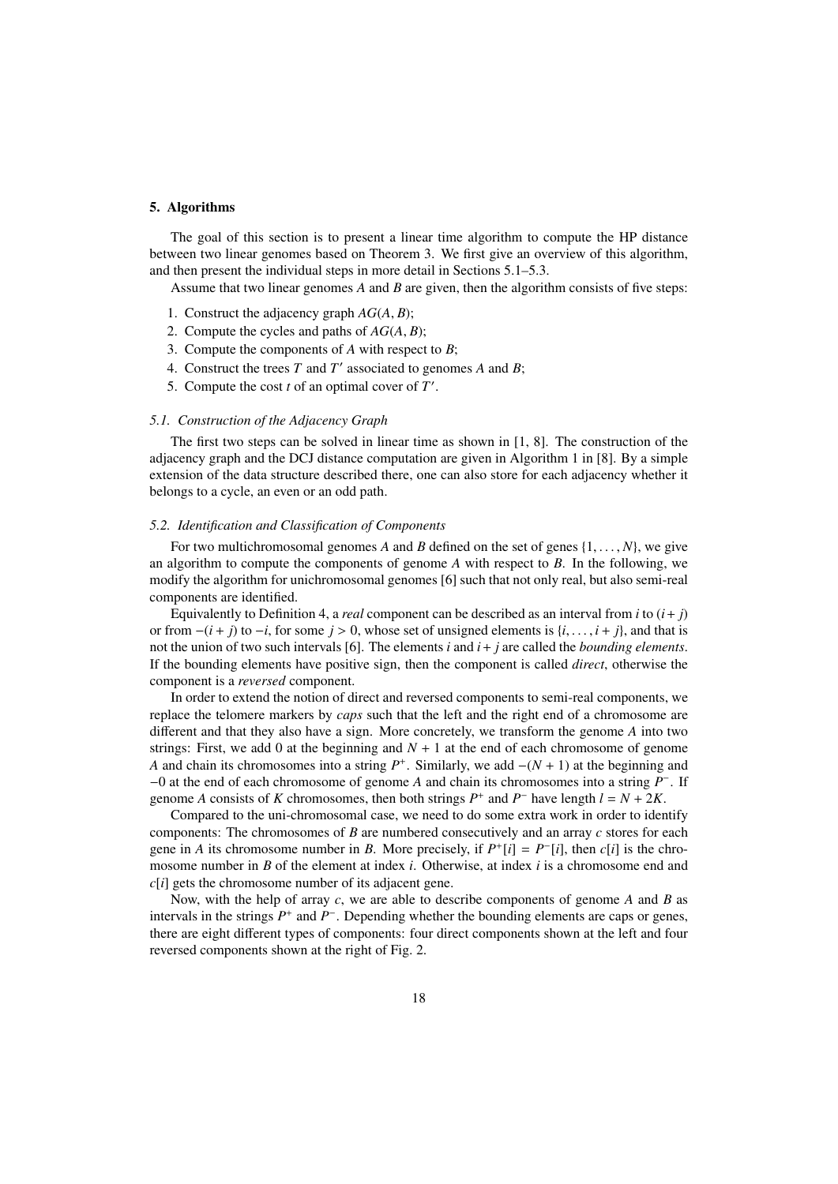## 5. Algorithms

The goal of this section is to present a linear time algorithm to compute the HP distance between two linear genomes based on Theorem 3. We first give an overview of this algorithm, and then present the individual steps in more detail in Sections 5.1–5.3.

Assume that two linear genomes $A$ and $B$ are given, then the algorithm consists of five steps:

1. Construct the adjacency graph $AG(A, B)$;
2. Compute the cycles and paths of $AG(A, B)$;
3. Compute the components of $A$ with respect to $B$;
4. Construct the trees $T$ and $T'$ associated to genomes $A$ and $B$;
5. Compute the cost $t$ of an optimal cover of $T'$.

### *5.1. Construction of the Adjacency Graph*

The first two steps can be solved in linear time as shown in [1, 8]. The construction of the adjacency graph and the DCJ distance computation are given in Algorithm 1 in [8]. By a simple extension of the data structure described there, one can also store for each adjacency whether it belongs to a cycle, an even or an odd path.

### *5.2. Identification and Classification of Components*

For two multichromosomal genomes $A$ and $B$ defined on the set of genes $\{1, \dots, N\}$, we give an algorithm to compute the components of genome $A$ with respect to $B$. In the following, we modify the algorithm for unichromosomal genomes [6] such that not only real, but also semi-real components are identified.

Equivalently to Definition 4, a *real* component can be described as an interval from $i$ to $(i + j)$ or from $-(i + j)$ to $-i$, for some $j > 0$, whose set of unsigned elements is $\{i, \dots, i + j\}$, and that is not the union of two such intervals [6]. The elements $i$ and $i + j$ are called the *bounding elements*. If the bounding elements have positive sign, then the component is called *direct*, otherwise the component is a *reversed* component.

In order to extend the notion of direct and reversed components to semi-real components, we replace the telomere markers by *caps* such that the left and the right end of a chromosome are different and that they also have a sign. More concretely, we transform the genome $A$ into two strings: First, we add 0 at the beginning and $N + 1$ at the end of each chromosome of genome $A$ and chain its chromosomes into a string $P^+$. Similarly, we add $-(N + 1)$ at the beginning and $-0$ at the end of each chromosome of genome $A$ and chain its chromosomes into a string $P^-$. If genome $A$ consists of $K$ chromosomes, then both strings $P^+$ and $P^-$ have length $l = N + 2K$.

Compared to the uni-chromosomal case, we need to do some extra work in order to identify components: The chromosomes of $B$ are numbered consecutively and an array $c$ stores for each gene in $A$ its chromosome number in $B$. More precisely, if $P^+[i] = P^-[i]$, then $c[i]$ is the chromosome number in $B$ of the element at index $i$. Otherwise, at index $i$ is a chromosome end and $c[i]$ gets the chromosome number of its adjacent gene.

Now, with the help of array $c$, we are able to describe components of genome $A$ and $B$ as intervals in the strings $P^+$ and $P^-$. Depending whether the bounding elements are caps or genes, there are eight different types of components: four direct components shown at the left and four reversed components shown at the right of Fig. 2.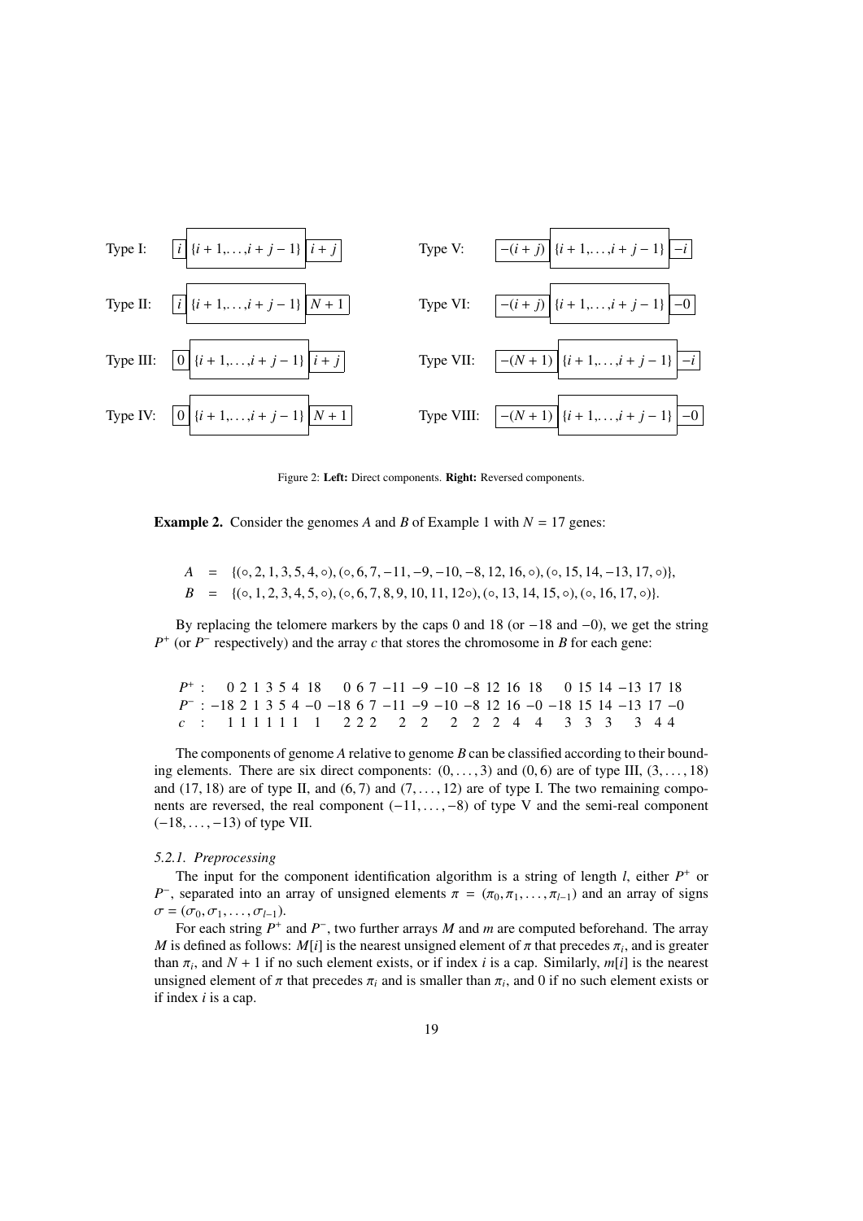| | | | |
|---|---|---|---|
| Type I: | $\boxed{i}\ \{i+1,\ldots,i+j-1\}\ \boxed{i+j}$ | Type V: | $\boxed{-(i+j)}\ \{i+1,\ldots,i+j-1\}\ \boxed{-i}$ |
| Type II: | $\boxed{i}\ \{i+1,\ldots,i+j-1\}\ \boxed{N+1}$ | Type VI: | $\boxed{-(i+j)}\ \{i+1,\ldots,i+j-1\}\ \boxed{-0}$ |
| Type III: | $\boxed{0}\ \{i+1,\ldots,i+j-1\}\ \boxed{i+j}$ | Type VII: | $\boxed{-(N+1)}\ \{i+1,\ldots,i+j-1\}\ \boxed{-i}$ |
| Type IV: | $\boxed{0}\ \{i+1,\ldots,i+j-1\}\ \boxed{N+1}$ | Type VIII: | $\boxed{-(N+1)}\ \{i+1,\ldots,i+j-1\}\ \boxed{-0}$ |

Figure 2: **Left:** Direct components. **Right:** Reversed components.

**Example 2.** Consider the genomes $A$ and $B$ of Example 1 with $N = 17$ genes:

$$
\begin{aligned}
A &= \{(\circ, 2, 1, 3, 5, 4, \circ), (\circ, 6, 7, -11, -9, -10, -8, 12, 16, \circ), (\circ, 15, 14, -13, 17, \circ)\},\\
B &= \{(\circ, 1, 2, 3, 4, 5, \circ), (\circ, 6, 7, 8, 9, 10, 11, 12\circ), (\circ, 13, 14, 15, \circ), (\circ, 16, 17, \circ)\}.
\end{aligned}
$$

By replacing the telomere markers by the caps 0 and 18 (or $-18$ and $-0$), we get the string $P^+$ (or $P^-$ respectively) and the array $c$ that stores the chromosome in $B$ for each gene:

$$
\begin{array}{lllllllllllllllllllll}
P^+: & 0\ 2\ 1\ 3\ 5\ 4\ 18 & 0\ 6\ 7\ -11\ -9\ -10\ -8\ 12\ 16\ 18 & 0\ 15\ 14\ -13\ 17\ 18\\
P^-: & -18\ 2\ 1\ 3\ 5\ 4\ -0 & -18\ 6\ 7\ -11\ -9\ -10\ -8\ 12\ 16\ -0 & -18\ 15\ 14\ -13\ 17\ -0\\
c: & \phantom{0}\ 1\ 1\ 1\ 1\ 1\ 1\ \ 1 & \phantom{0}\ 2\ 2\ 2\ \ \ 2\ \ \ 2\ \ \ \ 2\ \ \ 2\ \ 2\ \ 4\ \ 4 & \phantom{0}\ 3\ \ 3\ \ 3\ \ \ 3\ \ 4\ 4
\end{array}
$$

The components of genome $A$ relative to genome $B$ can be classified according to their bounding elements. There are six direct components: $(0, \ldots, 3)$ and $(0, 6)$ are of type III, $(3, \ldots, 18)$ and $(17, 18)$ are of type II, and $(6, 7)$ and $(7, \ldots, 12)$ are of type I. The two remaining components are reversed, the real component $(-11, \ldots, -8)$ of type V and the semi-real component $(-18, \ldots, -13)$ of type VII.

*5.2.1. Preprocessing*

The input for the component identification algorithm is a string of length $l$, either $P^+$ or $P^-$, separated into an array of unsigned elements $\pi = (\pi_0, \pi_1, \ldots, \pi_{l-1})$ and an array of signs $\sigma = (\sigma_0, \sigma_1, \ldots, \sigma_{l-1})$.

For each string $P^+$ and $P^-$, two further arrays $M$ and $m$ are computed beforehand. The array $M$ is defined as follows: $M[i]$ is the nearest unsigned element of $\pi$ that precedes $\pi_i$, and is greater than $\pi_i$, and $N + 1$ if no such element exists, or if index $i$ is a cap. Similarly, $m[i]$ is the nearest unsigned element of $\pi$ that precedes $\pi_i$ and is smaller than $\pi_i$, and 0 if no such element exists or if index $i$ is a cap.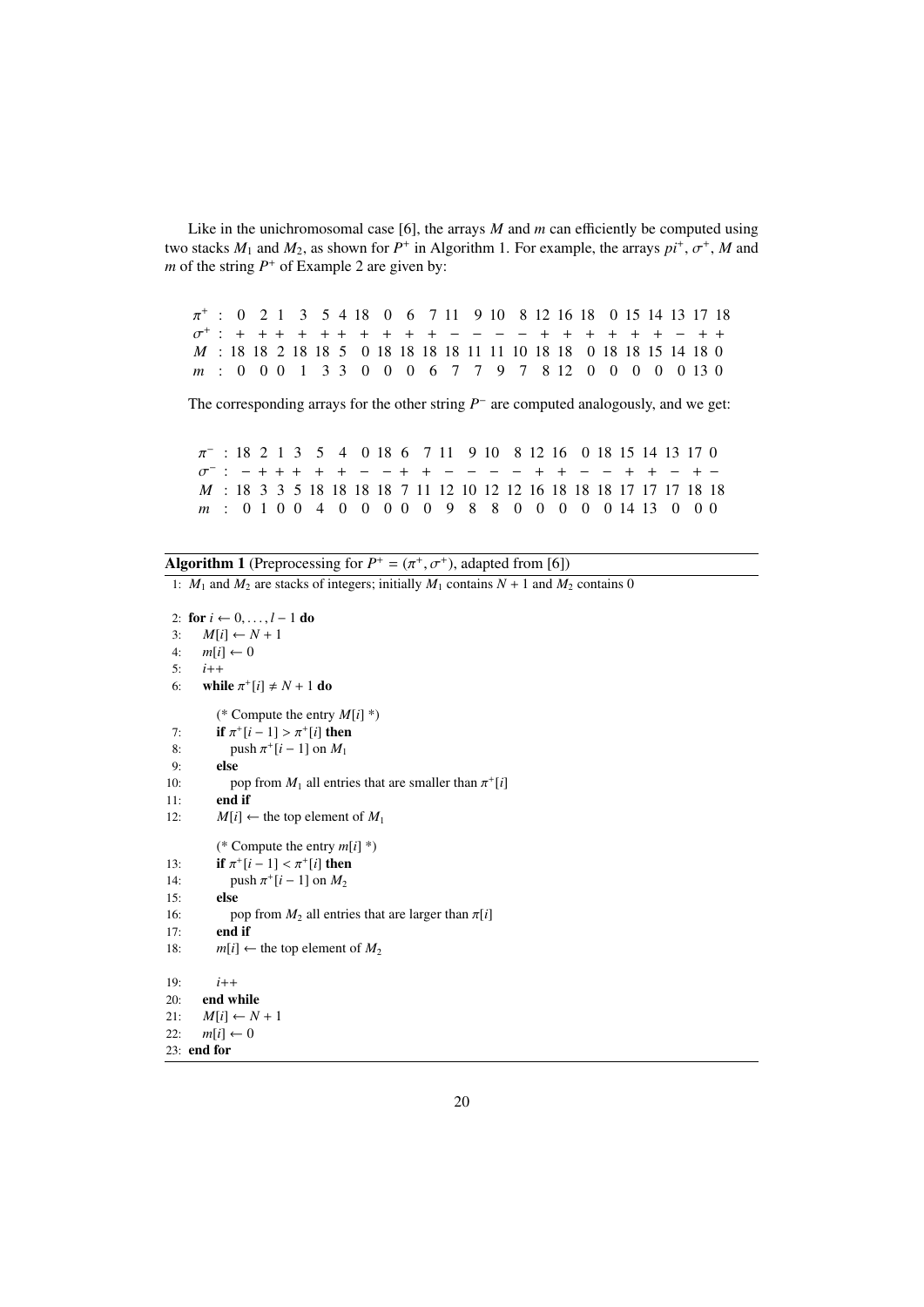Like in the unichromosomal case [6], the arrays $M$ and $m$ can efficiently be computed using two stacks $M_1$ and $M_2$, as shown for $P^+$ in Algorithm 1. For example, the arrays $pi^+$, $\sigma^+$, $M$ and $m$ of the string $P^+$ of Example 2 are given by:

| | | | | | | | | | | | | | | | | | | | | | | | | |
|---|---|---|---|---|---|---|---|---|---|---|---|---|---|---|---|---|---|---|---|---|---|---|---|---|
| $\pi^+$ : | 0 | 2 | 1 | 3 | 5 | 4 | 18 | 0 | 6 | 7 | 11 | 9 | 10 | 8 | 12 | 16 | 18 | 0 | 15 | 14 | 13 | 17 | 18 |
| $\sigma^+$ : | + | + | + | + | + | + | + | + | + | + | − | − | − | − | + | + | + | + | + | + | − | + | + |
| $M$ : | 18 | 18 | 2 | 18 | 18 | 5 | 0 | 18 | 18 | 18 | 18 | 11 | 11 | 10 | 18 | 18 | 0 | 18 | 18 | 15 | 14 | 18 | 0 |
| $m$ : | 0 | 0 | 0 | 1 | 3 | 3 | 0 | 0 | 0 | 6 | 7 | 7 | 9 | 7 | 8 | 12 | 0 | 0 | 0 | 0 | 0 | 13 | 0 |

The corresponding arrays for the other string $P^-$ are computed analogously, and we get:

| | | | | | | | | | | | | | | | | | | | | | | | |
|---|---|---|---|---|---|---|---|---|---|---|---|---|---|---|---|---|---|---|---|---|---|---|---|
| $\pi^-$ : | 18 | 2 | 1 | 3 | 5 | 4 | 0 | 18 | 6 | 7 | 11 | 9 | 10 | 8 | 12 | 16 | 0 | 18 | 15 | 14 | 13 | 17 | 0 |
| $\sigma^-$ : | − | + | + | + | + | + | − | − | + | + | − | − | − | − | + | + | − | − | + | + | − | + | − |
| $M$ : | 18 | 3 | 3 | 5 | 18 | 18 | 18 | 18 | 7 | 11 | 12 | 10 | 12 | 12 | 16 | 18 | 18 | 18 | 17 | 17 | 17 | 18 | 18 |
| $m$ : | 0 | 1 | 0 | 0 | 4 | 0 | 0 | 0 | 0 | 0 | 0 | 9 | 8 | 8 | 0 | 0 | 0 | 0 | 0 | 14 | 13 | 0 | 0 |

**Algorithm 1** (Preprocessing for $P^+ = (\pi^+, \sigma^+)$, adapted from [6])

```
1:  M1 and M2 are stacks of integers; initially M1 contains N + 1 and M2 contains 0

2:  for i ← 0, ..., l − 1 do
3:     M[i] ← N + 1
4:     m[i] ← 0
5:     i++
6:     while π+[i] ≠ N + 1 do
          (* Compute the entry M[i] *)
7:        if π+[i − 1] > π+[i] then
8:           push π+[i − 1] on M1
9:        else
10:          pop from M1 all entries that are smaller than π+[i]
11:       end if
12:       M[i] ← the top element of M1
          (* Compute the entry m[i] *)
13:       if π+[i − 1] < π+[i] then
14:          push π+[i − 1] on M2
15:       else
16:          pop from M2 all entries that are larger than π[i]
17:       end if
18:       m[i] ← the top element of M2

19:       i++
20:    end while
21:    M[i] ← N + 1
22:    m[i] ← 0
23: end for
```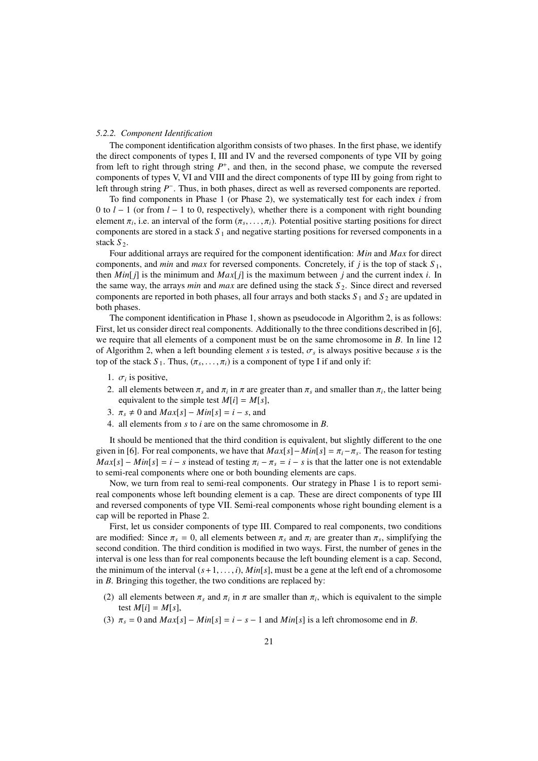#### 5.2.2. Component Identification

The component identification algorithm consists of two phases. In the first phase, we identify the direct components of types I, III and IV and the reversed components of type VII by going from left to right through string $P^+$, and then, in the second phase, we compute the reversed components of types V, VI and VIII and the direct components of type III by going from right to left through string $P^-$. Thus, in both phases, direct as well as reversed components are reported.

To find components in Phase 1 (or Phase 2), we systematically test for each index $i$ from 0 to $l-1$ (or from $l-1$ to 0, respectively), whether there is a component with right bounding element $\pi_i$, i.e. an interval of the form $(\pi_s, \ldots, \pi_i)$. Potential positive starting positions for direct components are stored in a stack $S_1$ and negative starting positions for reversed components in a stack $S_2$.

Four additional arrays are required for the component identification: $Min$ and $Max$ for direct components, and $min$ and $max$ for reversed components. Concretely, if $j$ is the top of stack $S_1$, then $Min[j]$ is the minimum and $Max[j]$ is the maximum between $j$ and the current index $i$. In the same way, the arrays $min$ and $max$ are defined using the stack $S_2$. Since direct and reversed components are reported in both phases, all four arrays and both stacks $S_1$ and $S_2$ are updated in both phases.

The component identification in Phase 1, shown as pseudocode in Algorithm 2, is as follows: First, let us consider direct real components. Additionally to the three conditions described in [6], we require that all elements of a component must be on the same chromosome in $B$. In line 12 of Algorithm 2, when a left bounding element $s$ is tested, $\sigma_s$ is always positive because $s$ is the top of the stack $S_1$. Thus, $(\pi_s, \ldots, \pi_i)$ is a component of type I if and only if:

1. $\sigma_i$ is positive,
2. all elements between $\pi_s$ and $\pi_i$ in $\pi$ are greater than $\pi_s$ and smaller than $\pi_i$, the latter being equivalent to the simple test $M[i] = M[s]$,
3. $\pi_s \neq 0$ and $Max[s] - Min[s] = i - s$, and
4. all elements from $s$ to $i$ are on the same chromosome in $B$.

It should be mentioned that the third condition is equivalent, but slightly different to the one given in [6]. For real components, we have that $Max[s] - Min[s] = \pi_i - \pi_s$. The reason for testing $Max[s] - Min[s] = i - s$ instead of testing $\pi_i - \pi_s = i - s$ is that the latter one is not extendable to semi-real components where one or both bounding elements are caps.

Now, we turn from real to semi-real components. Our strategy in Phase 1 is to report semi-real components whose left bounding element is a cap. These are direct components of type III and reversed components of type VII. Semi-real components whose right bounding element is a cap will be reported in Phase 2.

First, let us consider components of type III. Compared to real components, two conditions are modified: Since $\pi_s = 0$, all elements between $\pi_s$ and $\pi_i$ are greater than $\pi_s$, simplifying the second condition. The third condition is modified in two ways. First, the number of genes in the interval is one less than for real components because the left bounding element is a cap. Second, the minimum of the interval $(s+1, \ldots, i)$, $Min[s]$, must be a gene at the left end of a chromosome in $B$. Bringing this together, the two conditions are replaced by:

(2) all elements between $\pi_s$ and $\pi_i$ in $\pi$ are smaller than $\pi_i$, which is equivalent to the simple test $M[i] = M[s]$,

(3) $\pi_s = 0$ and $Max[s] - Min[s] = i - s - 1$ and $Min[s]$ is a left chromosome end in $B$.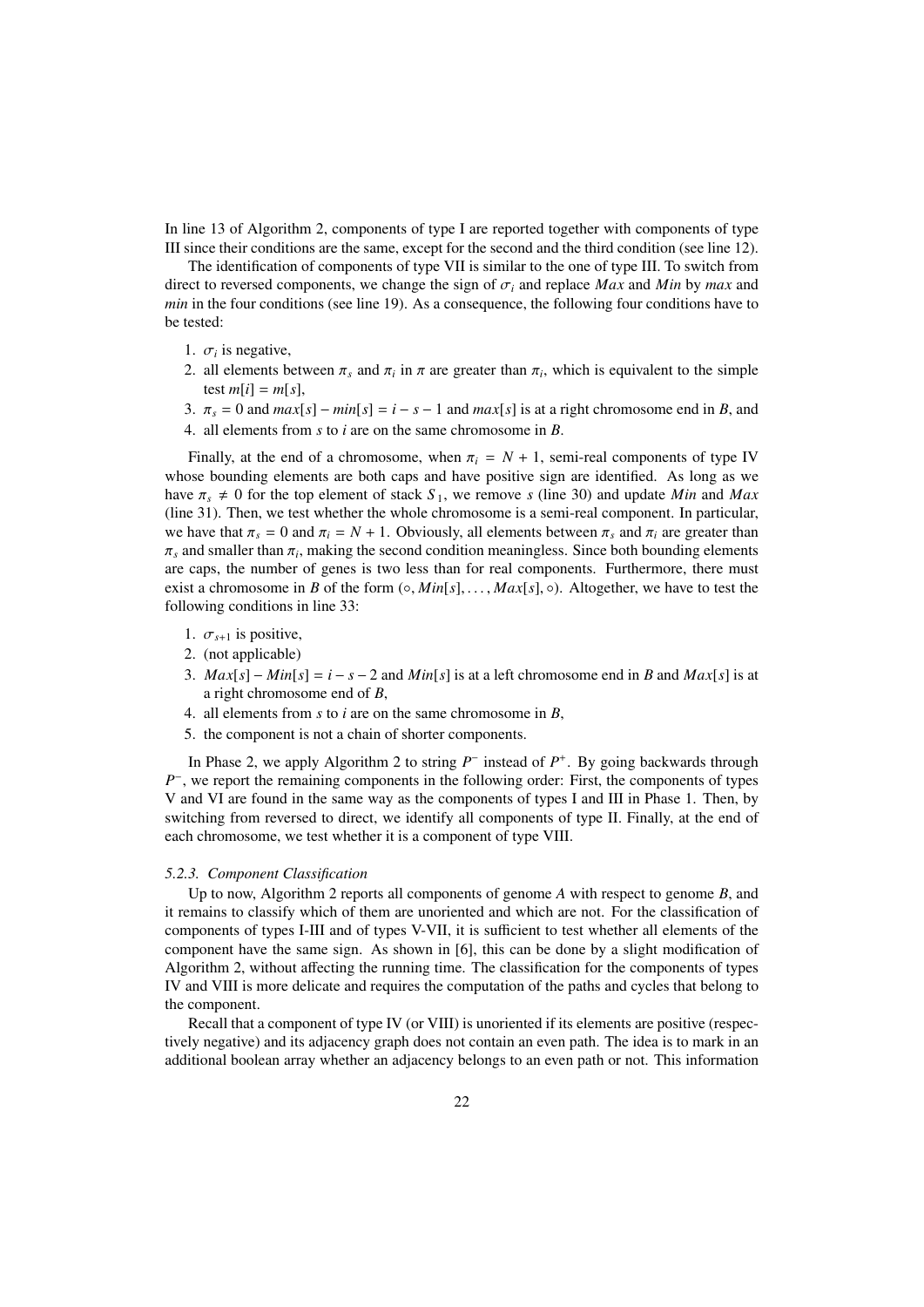In line 13 of Algorithm 2, components of type I are reported together with components of type III since their conditions are the same, except for the second and the third condition (see line 12).

The identification of components of type VII is similar to the one of type III. To switch from direct to reversed components, we change the sign of $\sigma_i$ and replace *Max* and *Min* by *max* and *min* in the four conditions (see line 19). As a consequence, the following four conditions have to be tested:

1. $\sigma_i$ is negative,
2. all elements between $\pi_s$ and $\pi_i$ in $\pi$ are greater than $\pi_i$, which is equivalent to the simple test $m[i] = m[s]$,
3. $\pi_s = 0$ and $max[s] - min[s] = i - s - 1$ and $max[s]$ is at a right chromosome end in $B$, and
4. all elements from $s$ to $i$ are on the same chromosome in $B$.

Finally, at the end of a chromosome, when $\pi_i = N + 1$, semi-real components of type IV whose bounding elements are both caps and have positive sign are identified. As long as we have $\pi_s \neq 0$ for the top element of stack $S_1$, we remove $s$ (line 30) and update *Min* and *Max* (line 31). Then, we test whether the whole chromosome is a semi-real component. In particular, we have that $\pi_s = 0$ and $\pi_i = N + 1$. Obviously, all elements between $\pi_s$ and $\pi_i$ are greater than $\pi_s$ and smaller than $\pi_i$, making the second condition meaningless. Since both bounding elements are caps, the number of genes is two less than for real components. Furthermore, there must exist a chromosome in $B$ of the form $(\circ, Min[s], \ldots, Max[s], \circ)$. Altogether, we have to test the following conditions in line 33:

1. $\sigma_{s+1}$ is positive,
2. (not applicable)
3. $Max[s] - Min[s] = i - s - 2$ and $Min[s]$ is at a left chromosome end in $B$ and $Max[s]$ is at a right chromosome end of $B$,
4. all elements from $s$ to $i$ are on the same chromosome in $B$,
5. the component is not a chain of shorter components.

In Phase 2, we apply Algorithm 2 to string $P^-$ instead of $P^+$. By going backwards through $P^-$, we report the remaining components in the following order: First, the components of types V and VI are found in the same way as the components of types I and III in Phase 1. Then, by switching from reversed to direct, we identify all components of type II. Finally, at the end of each chromosome, we test whether it is a component of type VIII.

#### *5.2.3. Component Classification*

Up to now, Algorithm 2 reports all components of genome $A$ with respect to genome $B$, and it remains to classify which of them are unoriented and which are not. For the classification of components of types I-III and of types V-VII, it is sufficient to test whether all elements of the component have the same sign. As shown in [6], this can be done by a slight modification of Algorithm 2, without affecting the running time. The classification for the components of types IV and VIII is more delicate and requires the computation of the paths and cycles that belong to the component.

Recall that a component of type IV (or VIII) is unoriented if its elements are positive (respectively negative) and its adjacency graph does not contain an even path. The idea is to mark in an additional boolean array whether an adjacency belongs to an even path or not. This information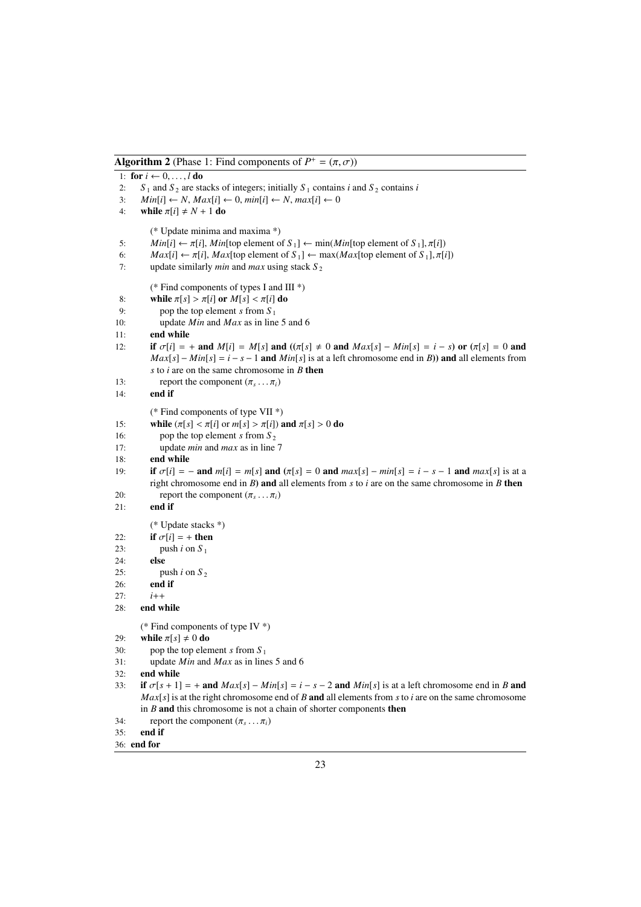**Algorithm 2** (Phase 1: Find components of $P^+ = (\pi, \sigma)$)

```
 1: for i ← 0, ..., l do
 2:    S_1 and S_2 are stacks of integers; initially S_1 contains i and S_2 contains i
 3:    Min[i] ← N, Max[i] ← 0, min[i] ← N, max[i] ← 0
 4:    while π[i] ≠ N + 1 do
          (* Update minima and maxima *)
 5:       Min[i] ← π[i], Min[top element of S_1] ← min(Min[top element of S_1], π[i])
 6:       Max[i] ← π[i], Max[top element of S_1] ← max(Max[top element of S_1], π[i])
 7:       update similarly min and max using stack S_2
          (* Find components of types I and III *)
 8:       while π[s] > π[i] or M[s] < π[i] do
 9:          pop the top element s from S_1
10:          update Min and Max as in line 5 and 6
11:       end while
12:       if σ[i] = + and M[i] = M[s] and ((π[s] ≠ 0 and Max[s] − Min[s] = i − s) or (π[s] = 0 and
          Max[s] − Min[s] = i − s − 1 and Min[s] is at a left chromosome end in B)) and all elements from
          s to i are on the same chromosome in B then
13:          report the component (π_s ... π_i)
14:       end if
          (* Find components of type VII *)
15:       while (π[s] < π[i] or m[s] > π[i]) and π[s] > 0 do
16:          pop the top element s from S_2
17:          update min and max as in line 7
18:       end while
19:       if σ[i] = − and m[i] = m[s] and (π[s] = 0 and max[s] − min[s] = i − s − 1 and max[s] is at a
          right chromosome end in B) and all elements from s to i are on the same chromosome in B then
20:          report the component (π_s ... π_i)
21:       end if
          (* Update stacks *)
22:       if σ[i] = + then
23:          push i on S_1
24:       else
25:          push i on S_2
26:       end if
27:       i++
28:    end while
       (* Find components of type IV *)
29:    while π[s] ≠ 0 do
30:       pop the top element s from S_1
31:       update Min and Max as in lines 5 and 6
32:    end while
33:    if σ[s + 1] = + and Max[s] − Min[s] = i − s − 2 and Min[s] is at a left chromosome end in B and
       Max[s] is at the right chromosome end of B and all elements from s to i are on the same chromosome
       in B and this chromosome is not a chain of shorter components then
34:       report the component (π_s ... π_i)
35:    end if
36: end for
```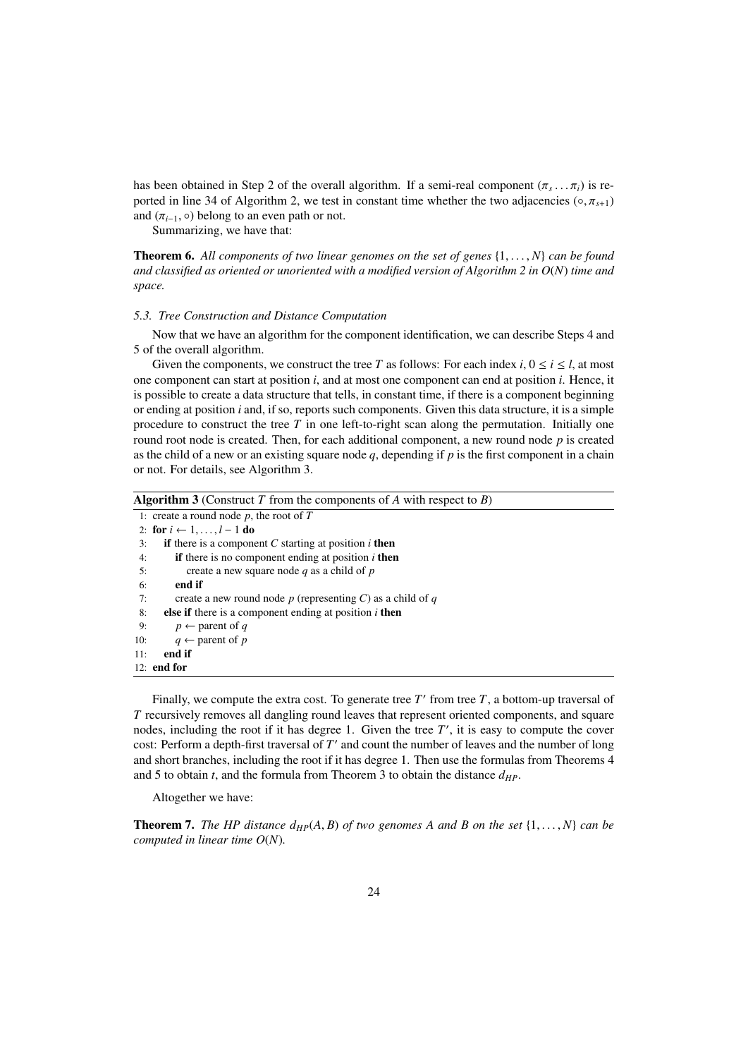has been obtained in Step 2 of the overall algorithm. If a semi-real component $(\pi_s \ldots \pi_i)$ is reported in line 34 of Algorithm 2, we test in constant time whether the two adjacencies $(\circ, \pi_{s+1})$ and $(\pi_{i-1}, \circ)$ belong to an even path or not.

Summarizing, we have that:

**Theorem 6.** *All components of two linear genomes on the set of genes* $\{1, \ldots, N\}$ *can be found and classified as oriented or unoriented with a modified version of Algorithm 2 in* $O(N)$ *time and space.*

### *5.3. Tree Construction and Distance Computation*

Now that we have an algorithm for the component identification, we can describe Steps 4 and 5 of the overall algorithm.

Given the components, we construct the tree $T$ as follows: For each index $i$, $0 \leq i \leq l$, at most one component can start at position $i$, and at most one component can end at position $i$. Hence, it is possible to create a data structure that tells, in constant time, if there is a component beginning or ending at position $i$ and, if so, reports such components. Given this data structure, it is a simple procedure to construct the tree $T$ in one left-to-right scan along the permutation. Initially one round root node is created. Then, for each additional component, a new round node $p$ is created as the child of a new or an existing square node $q$, depending if $p$ is the first component in a chain or not. For details, see Algorithm 3.

**Algorithm 3** (Construct $T$ from the components of $A$ with respect to $B$)

```
 1: create a round node p, the root of T
 2: for i ← 1, ..., l − 1 do
 3:   if there is a component C starting at position i then
 4:     if there is no component ending at position i then
 5:       create a new square node q as a child of p
 6:     end if
 7:     create a new round node p (representing C) as a child of q
 8:   else if there is a component ending at position i then
 9:     p ← parent of q
10:     q ← parent of p
11:   end if
12: end for
```

Finally, we compute the extra cost. To generate tree $T'$ from tree $T$, a bottom-up traversal of $T$ recursively removes all dangling round leaves that represent oriented components, and square nodes, including the root if it has degree 1. Given the tree $T'$, it is easy to compute the cover cost: Perform a depth-first traversal of $T'$ and count the number of leaves and the number of long and short branches, including the root if it has degree 1. Then use the formulas from Theorems 4 and 5 to obtain $t$, and the formula from Theorem 3 to obtain the distance $d_{HP}$.

Altogether we have:

**Theorem 7.** *The HP distance* $d_{HP}(A, B)$ *of two genomes A and B on the set* $\{1, \ldots, N\}$ *can be computed in linear time* $O(N)$*.*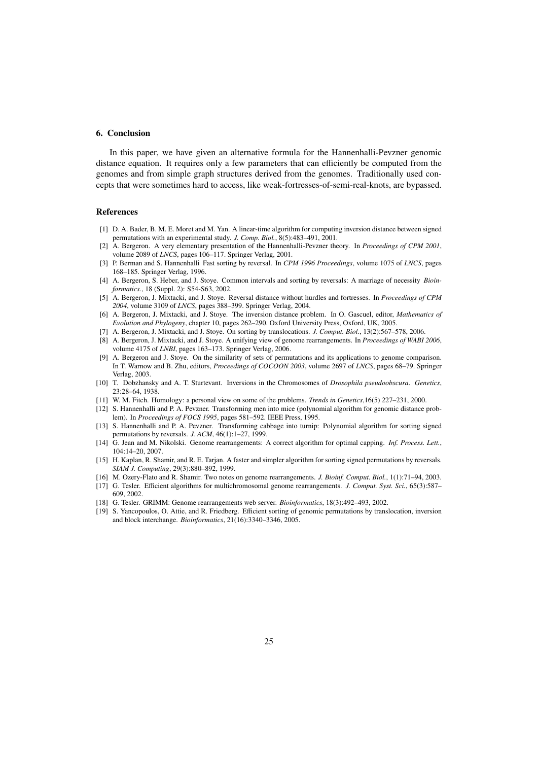## 6. Conclusion

In this paper, we have given an alternative formula for the Hannenhalli-Pevzner genomic distance equation. It requires only a few parameters that can efficiently be computed from the genomes and from simple graph structures derived from the genomes. Traditionally used concepts that were sometimes hard to access, like weak-fortresses-of-semi-real-knots, are bypassed.

## References

[1] D. A. Bader, B. M. E. Moret and M. Yan. A linear-time algorithm for computing inversion distance between signed permutations with an experimental study. *J. Comp. Biol.*, 8(5):483–491, 2001.

[2] A. Bergeron. A very elementary presentation of the Hannenhalli-Pevzner theory. In *Proceedings of CPM 2001*, volume 2089 of *LNCS*, pages 106–117. Springer Verlag, 2001.

[3] P. Berman and S. Hannenhalli Fast sorting by reversal. In *CPM 1996 Proceedings*, volume 1075 of *LNCS*, pages 168–185. Springer Verlag, 1996.

[4] A. Bergeron, S. Heber, and J. Stoye. Common intervals and sorting by reversals: A marriage of necessity *Bioinformatics.*, 18 (Suppl. 2): S54-S63, 2002.

[5] A. Bergeron, J. Mixtacki, and J. Stoye. Reversal distance without hurdles and fortresses. In *Proceedings of CPM 2004*, volume 3109 of *LNCS*, pages 388–399. Springer Verlag, 2004.

[6] A. Bergeron, J. Mixtacki, and J. Stoye. The inversion distance problem. In O. Gascuel, editor, *Mathematics of Evolution and Phylogeny*, chapter 10, pages 262–290. Oxford University Press, Oxford, UK, 2005.

[7] A. Bergeron, J. Mixtacki, and J. Stoye. On sorting by translocations. *J. Comput. Biol.*, 13(2):567–578, 2006.

[8] A. Bergeron, J. Mixtacki, and J. Stoye. A unifying view of genome rearrangements. In *Proceedings of WABI 2006*, volume 4175 of *LNBI*, pages 163–173. Springer Verlag, 2006.

[9] A. Bergeron and J. Stoye. On the similarity of sets of permutations and its applications to genome comparison. In T. Warnow and B. Zhu, editors, *Proceedings of COCOON 2003*, volume 2697 of *LNCS*, pages 68–79. Springer Verlag, 2003.

[10] T. Dobzhansky and A. T. Sturtevant. Inversions in the Chromosomes of *Drosophila pseudoobscura*. *Genetics*, 23:28–64, 1938.

[11] W. M. Fitch. Homology: a personal view on some of the problems. *Trends in Genetics*,16(5) 227–231, 2000.

[12] S. Hannenhalli and P. A. Pevzner. Transforming men into mice (polynomial algorithm for genomic distance problem). In *Proceedings of FOCS 1995*, pages 581–592. IEEE Press, 1995.

[13] S. Hannenhalli and P. A. Pevzner. Transforming cabbage into turnip: Polynomial algorithm for sorting signed permutations by reversals. *J. ACM*, 46(1):1–27, 1999.

[14] G. Jean and M. Nikolski. Genome rearrangements: A correct algorithm for optimal capping. *Inf. Process. Lett.*, 104:14–20, 2007.

[15] H. Kaplan, R. Shamir, and R. E. Tarjan. A faster and simpler algorithm for sorting signed permutations by reversals. *SIAM J. Computing*, 29(3):880–892, 1999.

[16] M. Ozery-Flato and R. Shamir. Two notes on genome rearrangements. *J. Bioinf. Comput. Biol.*, 1(1):71–94, 2003.

[17] G. Tesler. Efficient algorithms for multichromosomal genome rearrangements. *J. Comput. Syst. Sci.*, 65(3):587–609, 2002.

[18] G. Tesler. GRIMM: Genome rearrangements web server. *Bioinformatics*, 18(3):492–493, 2002.

[19] S. Yancopoulos, O. Attie, and R. Friedberg. Efficient sorting of genomic permutations by translocation, inversion and block interchange. *Bioinformatics*, 21(16):3340–3346, 2005.